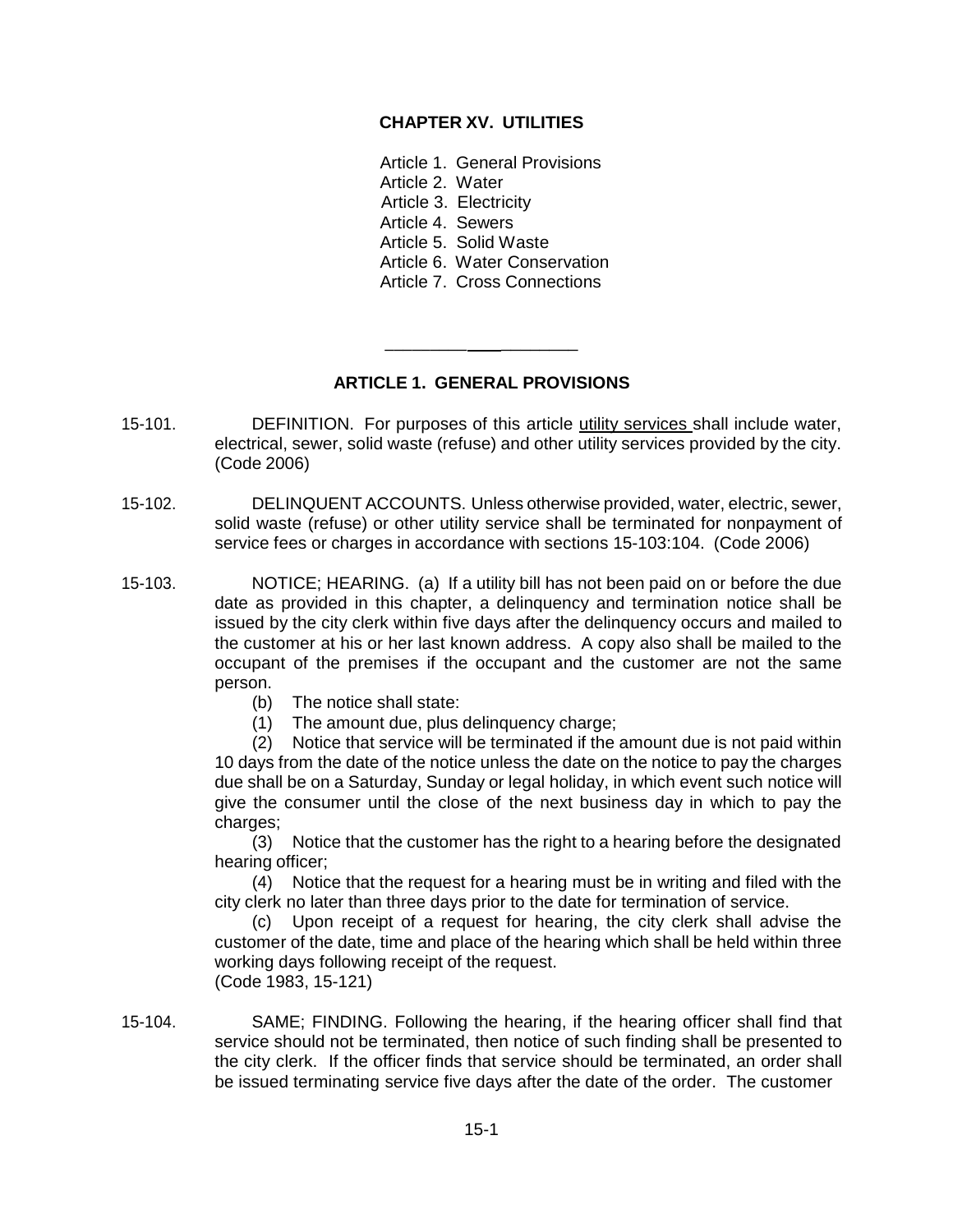# CHAPTER XV. UTILITIES

Article 1. General Provisions
Article 2. Water
Article 3. Electricity
Article 4. Sewers
Article 5. Solid Waste
Article 6. Water Conservation
Article 7. Cross Connections

---

## ARTICLE 1. GENERAL PROVISIONS

15-101. DEFINITION. For purposes of this article utility services shall include water, electrical, sewer, solid waste (refuse) and other utility services provided by the city. (Code 2006)

15-102. DELINQUENT ACCOUNTS. Unless otherwise provided, water, electric, sewer, solid waste (refuse) or other utility service shall be terminated for nonpayment of service fees or charges in accordance with sections 15-103:104. (Code 2006)

15-103. NOTICE; HEARING. (a) If a utility bill has not been paid on or before the due date as provided in this chapter, a delinquency and termination notice shall be issued by the city clerk within five days after the delinquency occurs and mailed to the customer at his or her last known address. A copy also shall be mailed to the occupant of the premises if the occupant and the customer are not the same person.

(b) The notice shall state:

(1) The amount due, plus delinquency charge;

(2) Notice that service will be terminated if the amount due is not paid within 10 days from the date of the notice unless the date on the notice to pay the charges due shall be on a Saturday, Sunday or legal holiday, in which event such notice will give the consumer until the close of the next business day in which to pay the charges;

(3) Notice that the customer has the right to a hearing before the designated hearing officer;

(4) Notice that the request for a hearing must be in writing and filed with the city clerk no later than three days prior to the date for termination of service.

(c) Upon receipt of a request for hearing, the city clerk shall advise the customer of the date, time and place of the hearing which shall be held within three working days following receipt of the request.
(Code 1983, 15-121)

15-104. SAME; FINDING. Following the hearing, if the hearing officer shall find that service should not be terminated, then notice of such finding shall be presented to the city clerk. If the officer finds that service should be terminated, an order shall be issued terminating service five days after the date of the order. The customer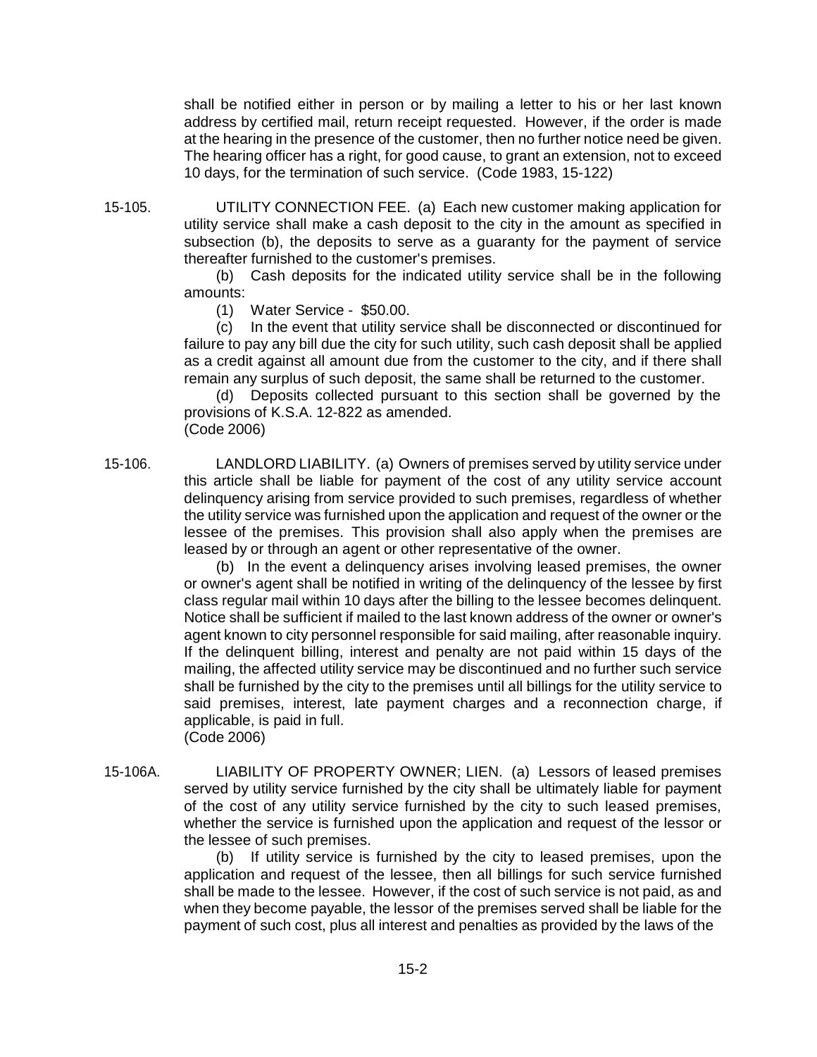shall be notified either in person or by mailing a letter to his or her last known address by certified mail, return receipt requested. However, if the order is made at the hearing in the presence of the customer, then no further notice need be given. The hearing officer has a right, for good cause, to grant an extension, not to exceed 10 days, for the termination of such service. (Code 1983, 15-122)

15-105. UTILITY CONNECTION FEE. (a) Each new customer making application for utility service shall make a cash deposit to the city in the amount as specified in subsection (b), the deposits to serve as a guaranty for the payment of service thereafter furnished to the customer's premises.

(b) Cash deposits for the indicated utility service shall be in the following amounts:

(1) Water Service - $50.00.

(c) In the event that utility service shall be disconnected or discontinued for failure to pay any bill due the city for such utility, such cash deposit shall be applied as a credit against all amount due from the customer to the city, and if there shall remain any surplus of such deposit, the same shall be returned to the customer.

(d) Deposits collected pursuant to this section shall be governed by the provisions of K.S.A. 12-822 as amended.
(Code 2006)

15-106. LANDLORD LIABILITY. (a) Owners of premises served by utility service under this article shall be liable for payment of the cost of any utility service account delinquency arising from service provided to such premises, regardless of whether the utility service was furnished upon the application and request of the owner or the lessee of the premises. This provision shall also apply when the premises are leased by or through an agent or other representative of the owner.

(b) In the event a delinquency arises involving leased premises, the owner or owner's agent shall be notified in writing of the delinquency of the lessee by first class regular mail within 10 days after the billing to the lessee becomes delinquent. Notice shall be sufficient if mailed to the last known address of the owner or owner's agent known to city personnel responsible for said mailing, after reasonable inquiry. If the delinquent billing, interest and penalty are not paid within 15 days of the mailing, the affected utility service may be discontinued and no further such service shall be furnished by the city to the premises until all billings for the utility service to said premises, interest, late payment charges and a reconnection charge, if applicable, is paid in full.
(Code 2006)

15-106A. LIABILITY OF PROPERTY OWNER; LIEN. (a) Lessors of leased premises served by utility service furnished by the city shall be ultimately liable for payment of the cost of any utility service furnished by the city to such leased premises, whether the service is furnished upon the application and request of the lessor or the lessee of such premises.

(b) If utility service is furnished by the city to leased premises, upon the application and request of the lessee, then all billings for such service furnished shall be made to the lessee. However, if the cost of such service is not paid, as and when they become payable, the lessor of the premises served shall be liable for the payment of such cost, plus all interest and penalties as provided by the laws of the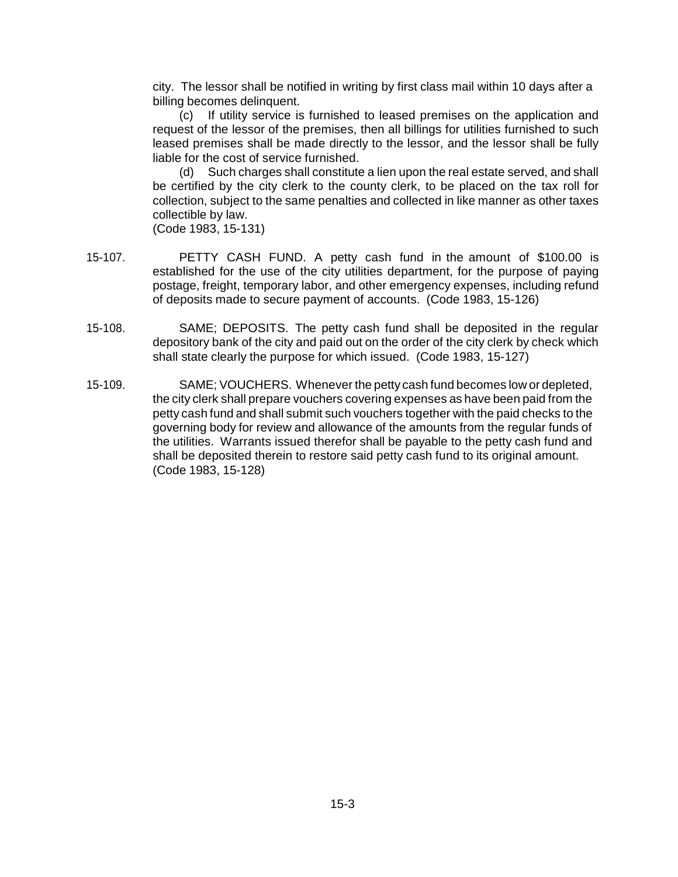city. The lessor shall be notified in writing by first class mail within 10 days after a billing becomes delinquent.

(c) If utility service is furnished to leased premises on the application and request of the lessor of the premises, then all billings for utilities furnished to such leased premises shall be made directly to the lessor, and the lessor shall be fully liable for the cost of service furnished.

(d) Such charges shall constitute a lien upon the real estate served, and shall be certified by the city clerk to the county clerk, to be placed on the tax roll for collection, subject to the same penalties and collected in like manner as other taxes collectible by law.

(Code 1983, 15-131)

15-107. PETTY CASH FUND. A petty cash fund in the amount of $100.00 is established for the use of the city utilities department, for the purpose of paying postage, freight, temporary labor, and other emergency expenses, including refund of deposits made to secure payment of accounts. (Code 1983, 15-126)

15-108. SAME; DEPOSITS. The petty cash fund shall be deposited in the regular depository bank of the city and paid out on the order of the city clerk by check which shall state clearly the purpose for which issued. (Code 1983, 15-127)

15-109. SAME; VOUCHERS. Whenever the petty cash fund becomes low or depleted, the city clerk shall prepare vouchers covering expenses as have been paid from the petty cash fund and shall submit such vouchers together with the paid checks to the governing body for review and allowance of the amounts from the regular funds of the utilities. Warrants issued therefor shall be payable to the petty cash fund and shall be deposited therein to restore said petty cash fund to its original amount. (Code 1983, 15-128)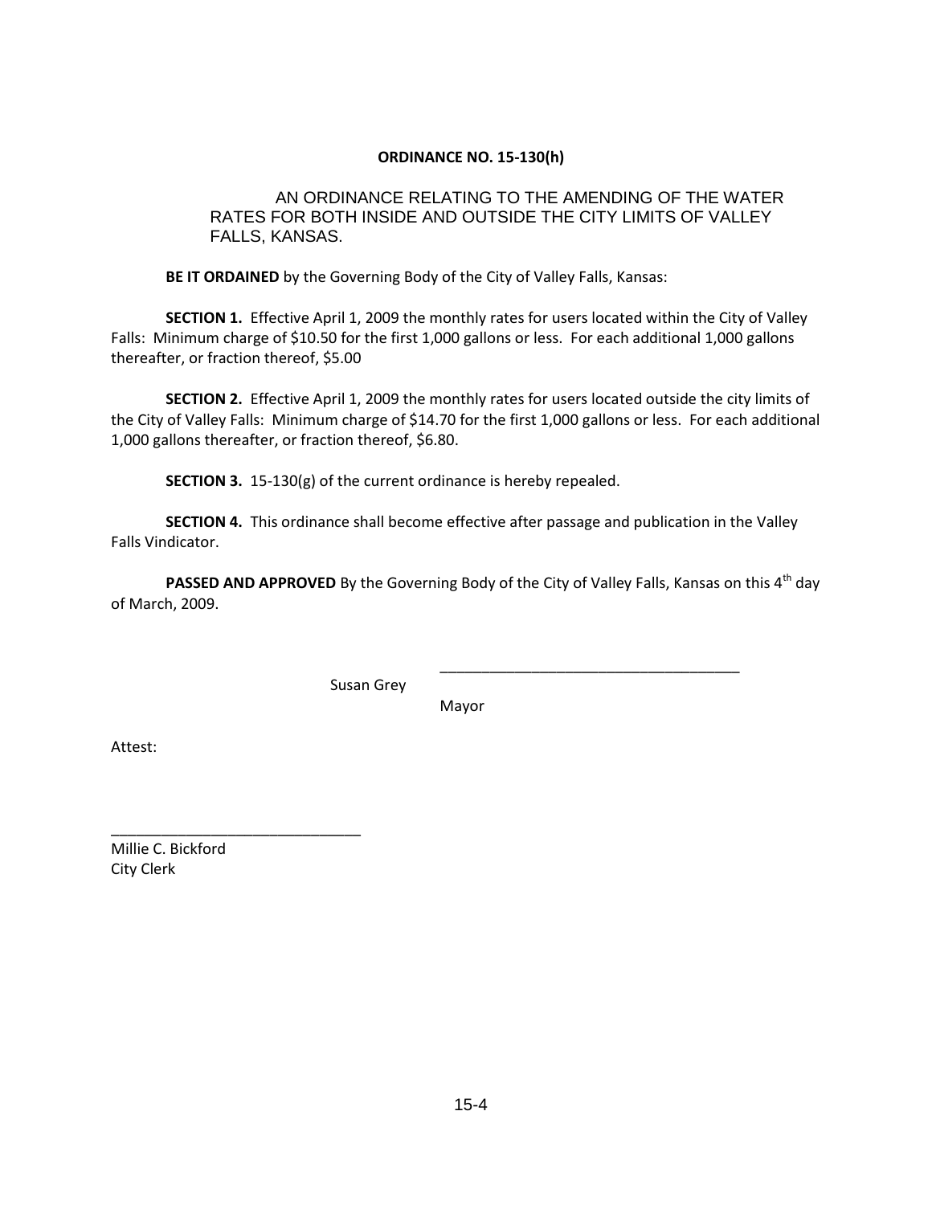**ORDINANCE NO. 15-130(h)**

AN ORDINANCE RELATING TO THE AMENDING OF THE WATER RATES FOR BOTH INSIDE AND OUTSIDE THE CITY LIMITS OF VALLEY FALLS, KANSAS.

**BE IT ORDAINED** by the Governing Body of the City of Valley Falls, Kansas:

**SECTION 1.** Effective April 1, 2009 the monthly rates for users located within the City of Valley Falls: Minimum charge of $10.50 for the first 1,000 gallons or less. For each additional 1,000 gallons thereafter, or fraction thereof, $5.00

**SECTION 2.** Effective April 1, 2009 the monthly rates for users located outside the city limits of the City of Valley Falls: Minimum charge of $14.70 for the first 1,000 gallons or less. For each additional 1,000 gallons thereafter, or fraction thereof, $6.80.

**SECTION 3.** 15-130(g) of the current ordinance is hereby repealed.

**SECTION 4.** This ordinance shall become effective after passage and publication in the Valley Falls Vindicator.

**PASSED AND APPROVED** By the Governing Body of the City of Valley Falls, Kansas on this 4th day of March, 2009.

\_\_\_\_\_\_\_\_\_\_\_\_\_\_\_\_\_\_\_\_\_\_\_\_\_\_\_\_\_\_\_\_\_\_\_\_

Susan Grey
Mayor

Attest:

\_\_\_\_\_\_\_\_\_\_\_\_\_\_\_\_\_\_\_\_\_\_\_\_\_\_\_\_\_\_

Millie C. Bickford
City Clerk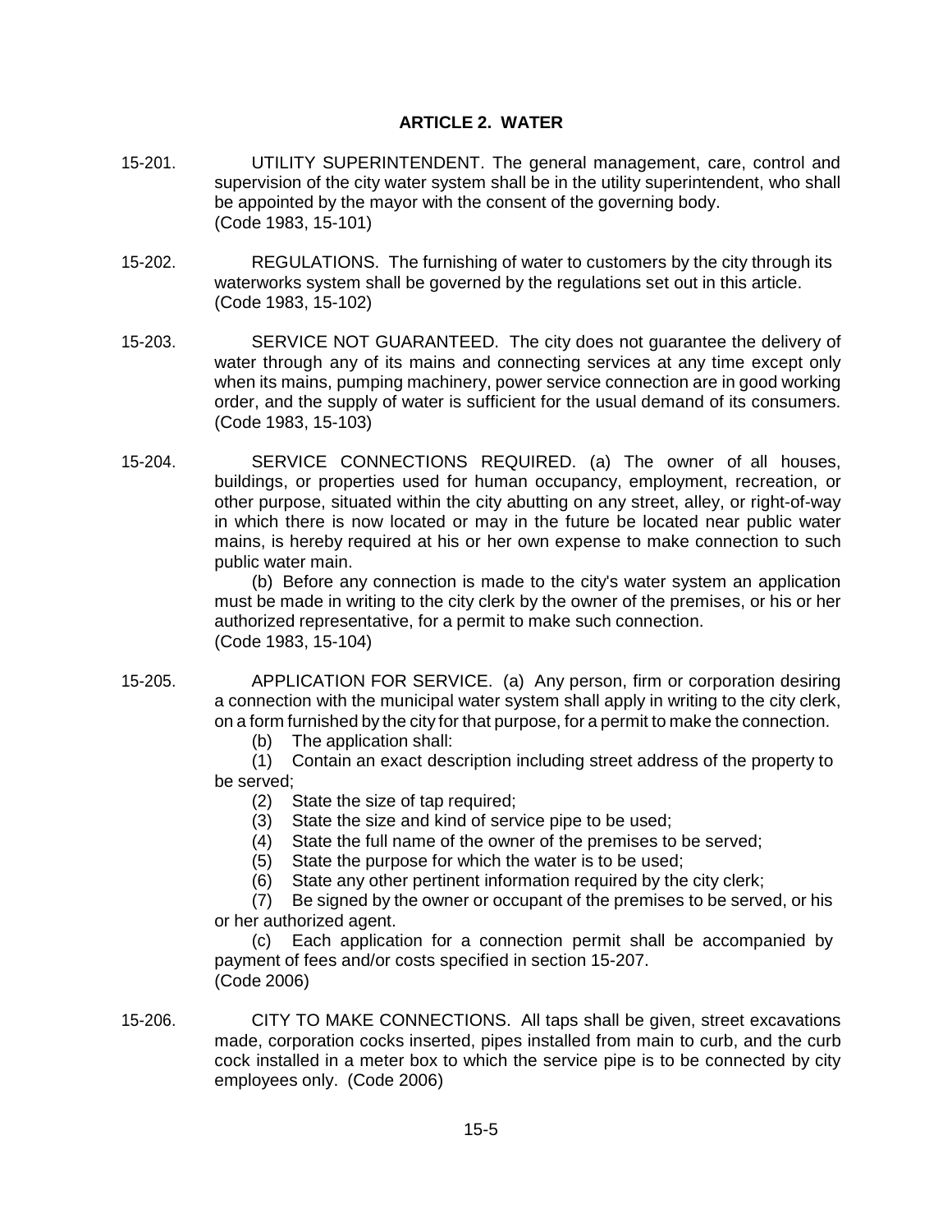## ARTICLE 2. WATER

15-201. UTILITY SUPERINTENDENT. The general management, care, control and supervision of the city water system shall be in the utility superintendent, who shall be appointed by the mayor with the consent of the governing body.
(Code 1983, 15-101)

15-202. REGULATIONS. The furnishing of water to customers by the city through its waterworks system shall be governed by the regulations set out in this article.
(Code 1983, 15-102)

15-203. SERVICE NOT GUARANTEED. The city does not guarantee the delivery of water through any of its mains and connecting services at any time except only when its mains, pumping machinery, power service connection are in good working order, and the supply of water is sufficient for the usual demand of its consumers.
(Code 1983, 15-103)

15-204. SERVICE CONNECTIONS REQUIRED. (a) The owner of all houses, buildings, or properties used for human occupancy, employment, recreation, or other purpose, situated within the city abutting on any street, alley, or right-of-way in which there is now located or may in the future be located near public water mains, is hereby required at his or her own expense to make connection to such public water main.

(b) Before any connection is made to the city's water system an application must be made in writing to the city clerk by the owner of the premises, or his or her authorized representative, for a permit to make such connection.
(Code 1983, 15-104)

15-205. APPLICATION FOR SERVICE. (a) Any person, firm or corporation desiring a connection with the municipal water system shall apply in writing to the city clerk, on a form furnished by the city for that purpose, for a permit to make the connection.

(b) The application shall:

(1) Contain an exact description including street address of the property to be served;

(2) State the size of tap required;

(3) State the size and kind of service pipe to be used;

(4) State the full name of the owner of the premises to be served;

(5) State the purpose for which the water is to be used;

(6) State any other pertinent information required by the city clerk;

(7) Be signed by the owner or occupant of the premises to be served, or his or her authorized agent.

(c) Each application for a connection permit shall be accompanied by payment of fees and/or costs specified in section 15-207.
(Code 2006)

15-206. CITY TO MAKE CONNECTIONS. All taps shall be given, street excavations made, corporation cocks inserted, pipes installed from main to curb, and the curb cock installed in a meter box to which the service pipe is to be connected by city employees only. (Code 2006)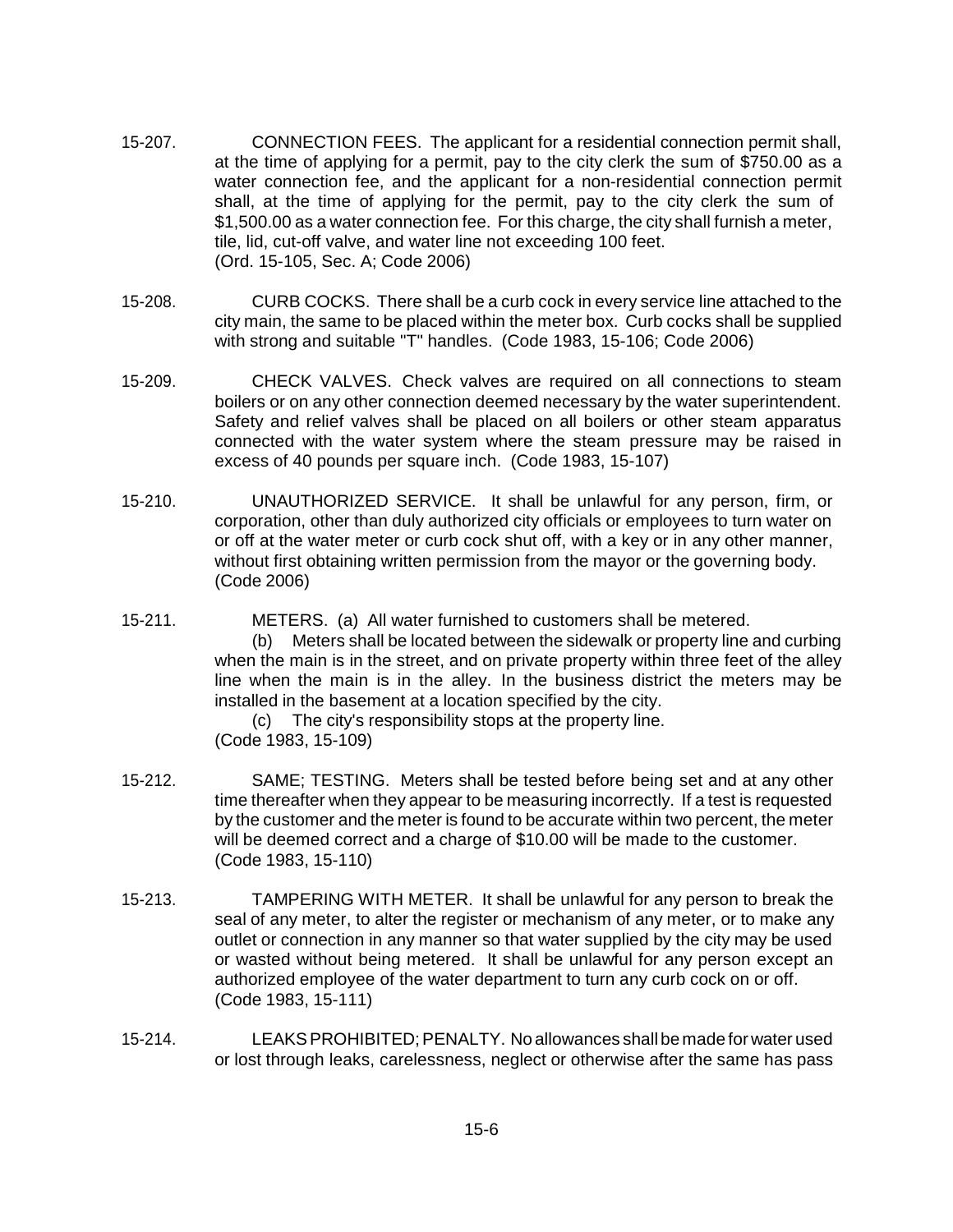15-207. CONNECTION FEES. The applicant for a residential connection permit shall, at the time of applying for a permit, pay to the city clerk the sum of $750.00 as a water connection fee, and the applicant for a non-residential connection permit shall, at the time of applying for the permit, pay to the city clerk the sum of $1,500.00 as a water connection fee. For this charge, the city shall furnish a meter, tile, lid, cut-off valve, and water line not exceeding 100 feet.
(Ord. 15-105, Sec. A; Code 2006)

15-208. CURB COCKS. There shall be a curb cock in every service line attached to the city main, the same to be placed within the meter box. Curb cocks shall be supplied with strong and suitable "T" handles. (Code 1983, 15-106; Code 2006)

15-209. CHECK VALVES. Check valves are required on all connections to steam boilers or on any other connection deemed necessary by the water superintendent. Safety and relief valves shall be placed on all boilers or other steam apparatus connected with the water system where the steam pressure may be raised in excess of 40 pounds per square inch. (Code 1983, 15-107)

15-210. UNAUTHORIZED SERVICE. It shall be unlawful for any person, firm, or corporation, other than duly authorized city officials or employees to turn water on or off at the water meter or curb cock shut off, with a key or in any other manner, without first obtaining written permission from the mayor or the governing body.
(Code 2006)

15-211. METERS. (a) All water furnished to customers shall be metered.

(b) Meters shall be located between the sidewalk or property line and curbing when the main is in the street, and on private property within three feet of the alley line when the main is in the alley. In the business district the meters may be installed in the basement at a location specified by the city.

(c) The city's responsibility stops at the property line.
(Code 1983, 15-109)

15-212. SAME; TESTING. Meters shall be tested before being set and at any other time thereafter when they appear to be measuring incorrectly. If a test is requested by the customer and the meter is found to be accurate within two percent, the meter will be deemed correct and a charge of $10.00 will be made to the customer.
(Code 1983, 15-110)

15-213. TAMPERING WITH METER. It shall be unlawful for any person to break the seal of any meter, to alter the register or mechanism of any meter, or to make any outlet or connection in any manner so that water supplied by the city may be used or wasted without being metered. It shall be unlawful for any person except an authorized employee of the water department to turn any curb cock on or off.
(Code 1983, 15-111)

15-214. LEAKS PROHIBITED; PENALTY. No allowances shall be made for water used or lost through leaks, carelessness, neglect or otherwise after the same has pass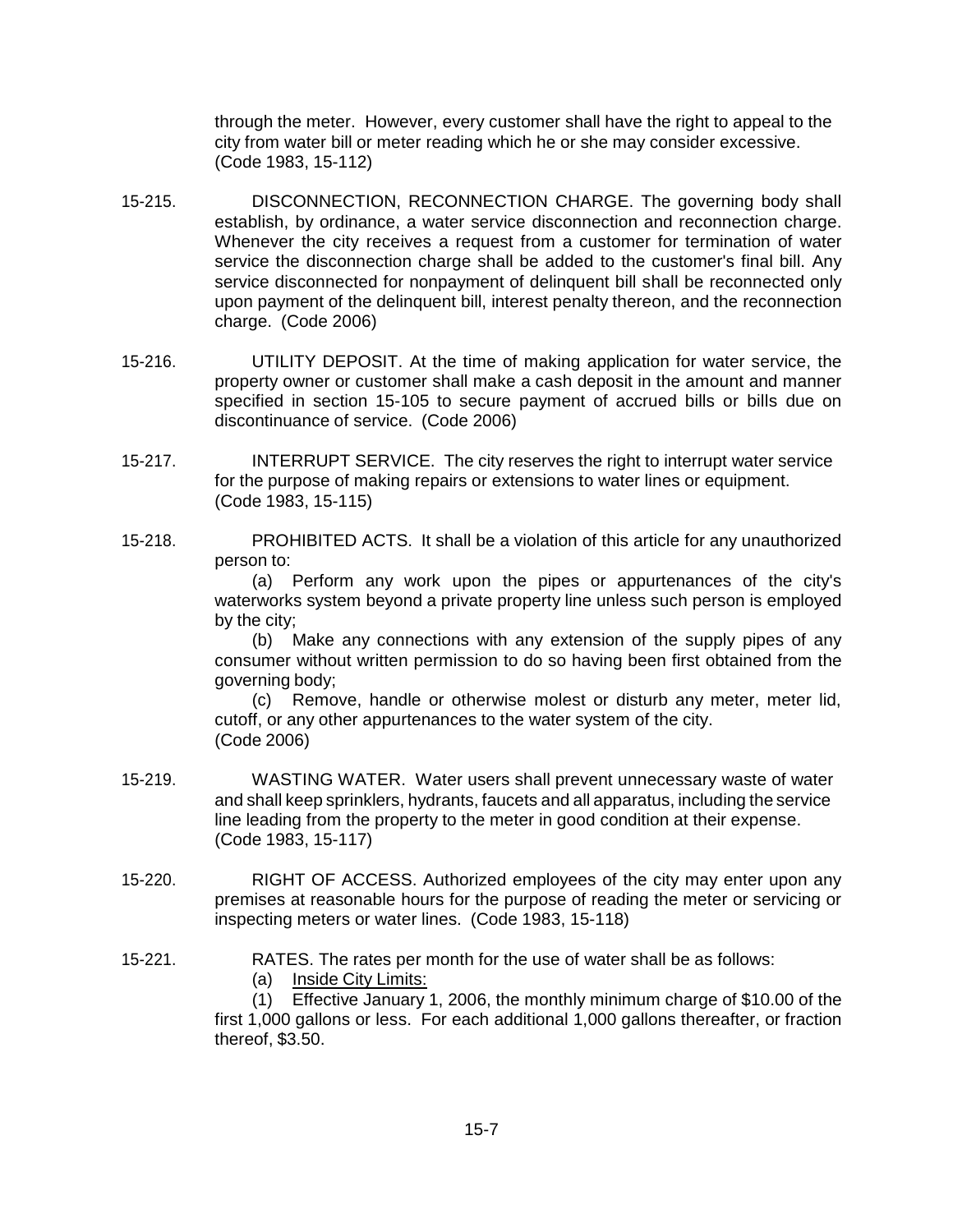through the meter. However, every customer shall have the right to appeal to the city from water bill or meter reading which he or she may consider excessive. (Code 1983, 15-112)

15-215. DISCONNECTION, RECONNECTION CHARGE. The governing body shall establish, by ordinance, a water service disconnection and reconnection charge. Whenever the city receives a request from a customer for termination of water service the disconnection charge shall be added to the customer's final bill. Any service disconnected for nonpayment of delinquent bill shall be reconnected only upon payment of the delinquent bill, interest penalty thereon, and the reconnection charge. (Code 2006)

15-216. UTILITY DEPOSIT. At the time of making application for water service, the property owner or customer shall make a cash deposit in the amount and manner specified in section 15-105 to secure payment of accrued bills or bills due on discontinuance of service. (Code 2006)

15-217. INTERRUPT SERVICE. The city reserves the right to interrupt water service for the purpose of making repairs or extensions to water lines or equipment. (Code 1983, 15-115)

15-218. PROHIBITED ACTS. It shall be a violation of this article for any unauthorized person to:

(a) Perform any work upon the pipes or appurtenances of the city's waterworks system beyond a private property line unless such person is employed by the city;

(b) Make any connections with any extension of the supply pipes of any consumer without written permission to do so having been first obtained from the governing body;

(c) Remove, handle or otherwise molest or disturb any meter, meter lid, cutoff, or any other appurtenances to the water system of the city. (Code 2006)

15-219. WASTING WATER. Water users shall prevent unnecessary waste of water and shall keep sprinklers, hydrants, faucets and all apparatus, including the service line leading from the property to the meter in good condition at their expense. (Code 1983, 15-117)

15-220. RIGHT OF ACCESS. Authorized employees of the city may enter upon any premises at reasonable hours for the purpose of reading the meter or servicing or inspecting meters or water lines. (Code 1983, 15-118)

15-221. RATES. The rates per month for the use of water shall be as follows:

(a) Inside City Limits:

(1) Effective January 1, 2006, the monthly minimum charge of $10.00 of the first 1,000 gallons or less. For each additional 1,000 gallons thereafter, or fraction thereof, $3.50.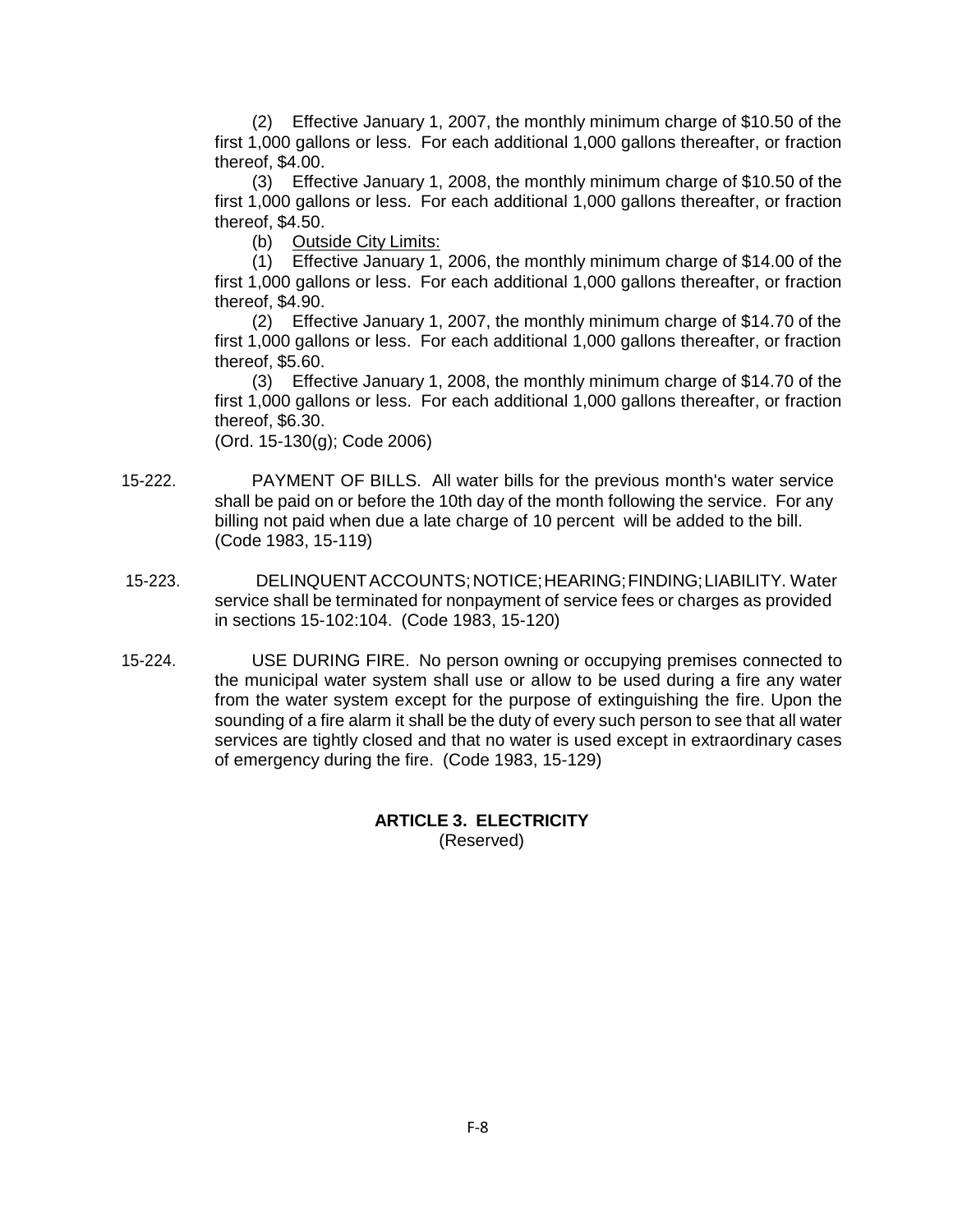(2) Effective January 1, 2007, the monthly minimum charge of $10.50 of the first 1,000 gallons or less. For each additional 1,000 gallons thereafter, or fraction thereof, $4.00.

(3) Effective January 1, 2008, the monthly minimum charge of $10.50 of the first 1,000 gallons or less. For each additional 1,000 gallons thereafter, or fraction thereof, $4.50.

(b) <u>Outside City Limits:</u>

(1) Effective January 1, 2006, the monthly minimum charge of $14.00 of the first 1,000 gallons or less. For each additional 1,000 gallons thereafter, or fraction thereof, $4.90.

(2) Effective January 1, 2007, the monthly minimum charge of $14.70 of the first 1,000 gallons or less. For each additional 1,000 gallons thereafter, or fraction thereof, $5.60.

(3) Effective January 1, 2008, the monthly minimum charge of $14.70 of the first 1,000 gallons or less. For each additional 1,000 gallons thereafter, or fraction thereof, $6.30.

(Ord. 15-130(g); Code 2006)

15-222. PAYMENT OF BILLS. All water bills for the previous month's water service shall be paid on or before the 10th day of the month following the service. For any billing not paid when due a late charge of 10 percent will be added to the bill. (Code 1983, 15-119)

15-223. DELINQUENT ACCOUNTS; NOTICE; HEARING; FINDING; LIABILITY. Water service shall be terminated for nonpayment of service fees or charges as provided in sections 15-102:104. (Code 1983, 15-120)

15-224. USE DURING FIRE. No person owning or occupying premises connected to the municipal water system shall use or allow to be used during a fire any water from the water system except for the purpose of extinguishing the fire. Upon the sounding of a fire alarm it shall be the duty of every such person to see that all water services are tightly closed and that no water is used except in extraordinary cases of emergency during the fire. (Code 1983, 15-129)

## ARTICLE 3. ELECTRICITY

(Reserved)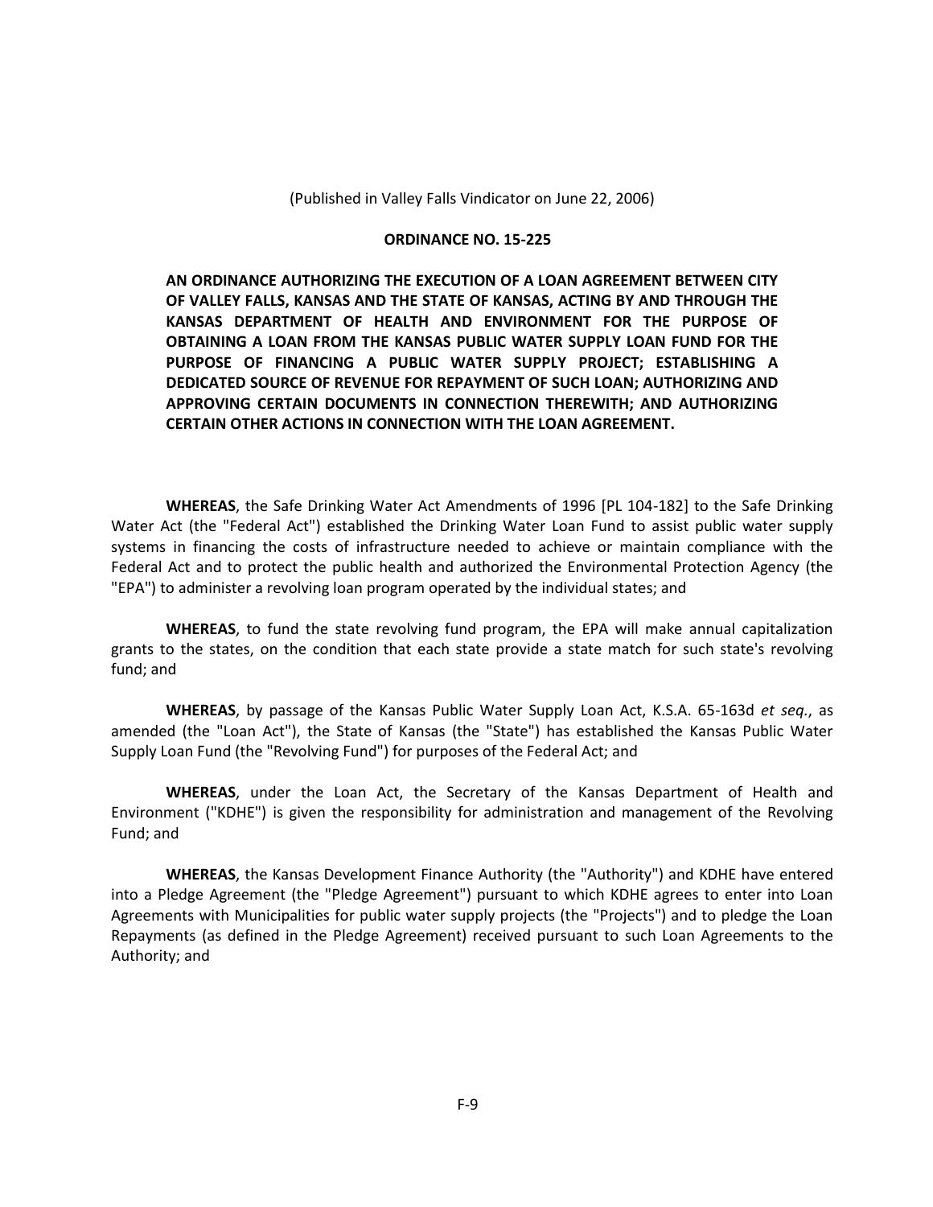(Published in Valley Falls Vindicator on June 22, 2006)

**ORDINANCE NO. 15-225**

**AN ORDINANCE AUTHORIZING THE EXECUTION OF A LOAN AGREEMENT BETWEEN CITY OF VALLEY FALLS, KANSAS AND THE STATE OF KANSAS, ACTING BY AND THROUGH THE KANSAS DEPARTMENT OF HEALTH AND ENVIRONMENT FOR THE PURPOSE OF OBTAINING A LOAN FROM THE KANSAS PUBLIC WATER SUPPLY LOAN FUND FOR THE PURPOSE OF FINANCING A PUBLIC WATER SUPPLY PROJECT; ESTABLISHING A DEDICATED SOURCE OF REVENUE FOR REPAYMENT OF SUCH LOAN; AUTHORIZING AND APPROVING CERTAIN DOCUMENTS IN CONNECTION THEREWITH; AND AUTHORIZING CERTAIN OTHER ACTIONS IN CONNECTION WITH THE LOAN AGREEMENT.**

**WHEREAS**, the Safe Drinking Water Act Amendments of 1996 [PL 104-182] to the Safe Drinking Water Act (the "Federal Act") established the Drinking Water Loan Fund to assist public water supply systems in financing the costs of infrastructure needed to achieve or maintain compliance with the Federal Act and to protect the public health and authorized the Environmental Protection Agency (the "EPA") to administer a revolving loan program operated by the individual states; and

**WHEREAS**, to fund the state revolving fund program, the EPA will make annual capitalization grants to the states, on the condition that each state provide a state match for such state's revolving fund; and

**WHEREAS**, by passage of the Kansas Public Water Supply Loan Act, K.S.A. 65-163d *et seq.*, as amended (the "Loan Act"), the State of Kansas (the "State") has established the Kansas Public Water Supply Loan Fund (the "Revolving Fund") for purposes of the Federal Act; and

**WHEREAS**, under the Loan Act, the Secretary of the Kansas Department of Health and Environment ("KDHE") is given the responsibility for administration and management of the Revolving Fund; and

**WHEREAS**, the Kansas Development Finance Authority (the "Authority") and KDHE have entered into a Pledge Agreement (the "Pledge Agreement") pursuant to which KDHE agrees to enter into Loan Agreements with Municipalities for public water supply projects (the "Projects") and to pledge the Loan Repayments (as defined in the Pledge Agreement) received pursuant to such Loan Agreements to the Authority; and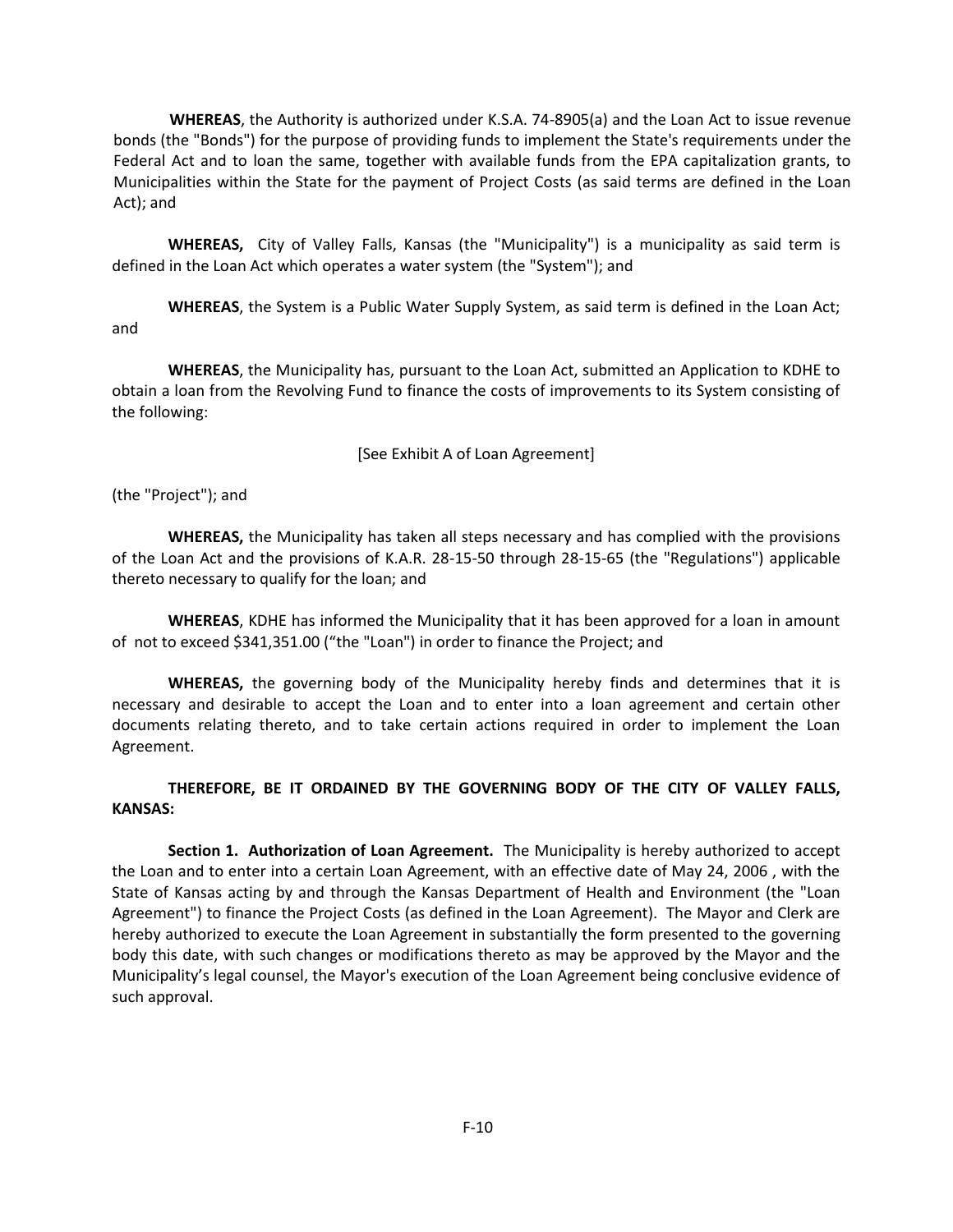**WHEREAS**, the Authority is authorized under K.S.A. 74-8905(a) and the Loan Act to issue revenue bonds (the "Bonds") for the purpose of providing funds to implement the State's requirements under the Federal Act and to loan the same, together with available funds from the EPA capitalization grants, to Municipalities within the State for the payment of Project Costs (as said terms are defined in the Loan Act); and

**WHEREAS,** City of Valley Falls, Kansas (the "Municipality") is a municipality as said term is defined in the Loan Act which operates a water system (the "System"); and

**WHEREAS**, the System is a Public Water Supply System, as said term is defined in the Loan Act; and

**WHEREAS**, the Municipality has, pursuant to the Loan Act, submitted an Application to KDHE to obtain a loan from the Revolving Fund to finance the costs of improvements to its System consisting of the following:

[See Exhibit A of Loan Agreement]

(the "Project"); and

**WHEREAS,** the Municipality has taken all steps necessary and has complied with the provisions of the Loan Act and the provisions of K.A.R. 28-15-50 through 28-15-65 (the "Regulations") applicable thereto necessary to qualify for the loan; and

**WHEREAS**, KDHE has informed the Municipality that it has been approved for a loan in amount of not to exceed $341,351.00 ("the "Loan") in order to finance the Project; and

**WHEREAS,** the governing body of the Municipality hereby finds and determines that it is necessary and desirable to accept the Loan and to enter into a loan agreement and certain other documents relating thereto, and to take certain actions required in order to implement the Loan Agreement.

**THEREFORE, BE IT ORDAINED BY THE GOVERNING BODY OF THE CITY OF VALLEY FALLS, KANSAS:**

**Section 1. Authorization of Loan Agreement.** The Municipality is hereby authorized to accept the Loan and to enter into a certain Loan Agreement, with an effective date of May 24, 2006 , with the State of Kansas acting by and through the Kansas Department of Health and Environment (the "Loan Agreement") to finance the Project Costs (as defined in the Loan Agreement). The Mayor and Clerk are hereby authorized to execute the Loan Agreement in substantially the form presented to the governing body this date, with such changes or modifications thereto as may be approved by the Mayor and the Municipality's legal counsel, the Mayor's execution of the Loan Agreement being conclusive evidence of such approval.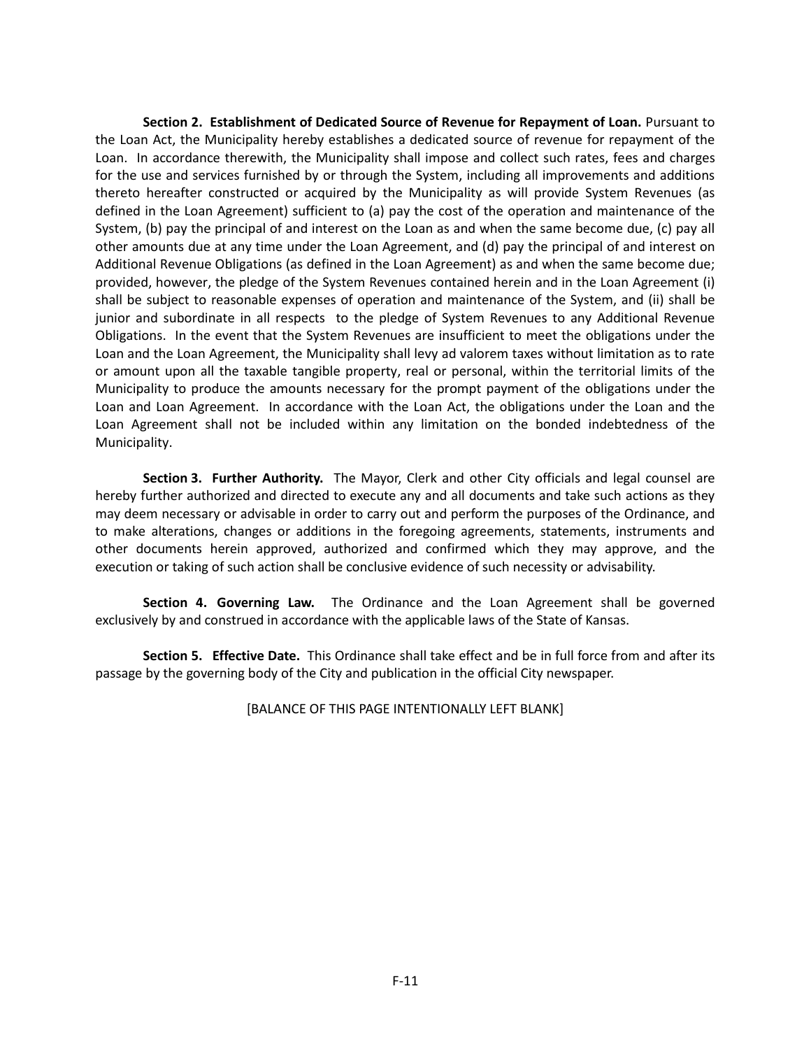**Section 2. Establishment of Dedicated Source of Revenue for Repayment of Loan.** Pursuant to the Loan Act, the Municipality hereby establishes a dedicated source of revenue for repayment of the Loan. In accordance therewith, the Municipality shall impose and collect such rates, fees and charges for the use and services furnished by or through the System, including all improvements and additions thereto hereafter constructed or acquired by the Municipality as will provide System Revenues (as defined in the Loan Agreement) sufficient to (a) pay the cost of the operation and maintenance of the System, (b) pay the principal of and interest on the Loan as and when the same become due, (c) pay all other amounts due at any time under the Loan Agreement, and (d) pay the principal of and interest on Additional Revenue Obligations (as defined in the Loan Agreement) as and when the same become due; provided, however, the pledge of the System Revenues contained herein and in the Loan Agreement (i) shall be subject to reasonable expenses of operation and maintenance of the System, and (ii) shall be junior and subordinate in all respects to the pledge of System Revenues to any Additional Revenue Obligations. In the event that the System Revenues are insufficient to meet the obligations under the Loan and the Loan Agreement, the Municipality shall levy ad valorem taxes without limitation as to rate or amount upon all the taxable tangible property, real or personal, within the territorial limits of the Municipality to produce the amounts necessary for the prompt payment of the obligations under the Loan and Loan Agreement. In accordance with the Loan Act, the obligations under the Loan and the Loan Agreement shall not be included within any limitation on the bonded indebtedness of the Municipality.

**Section 3. Further Authority.** The Mayor, Clerk and other City officials and legal counsel are hereby further authorized and directed to execute any and all documents and take such actions as they may deem necessary or advisable in order to carry out and perform the purposes of the Ordinance, and to make alterations, changes or additions in the foregoing agreements, statements, instruments and other documents herein approved, authorized and confirmed which they may approve, and the execution or taking of such action shall be conclusive evidence of such necessity or advisability.

**Section 4. Governing Law.** The Ordinance and the Loan Agreement shall be governed exclusively by and construed in accordance with the applicable laws of the State of Kansas.

**Section 5. Effective Date.** This Ordinance shall take effect and be in full force from and after its passage by the governing body of the City and publication in the official City newspaper.

[BALANCE OF THIS PAGE INTENTIONALLY LEFT BLANK]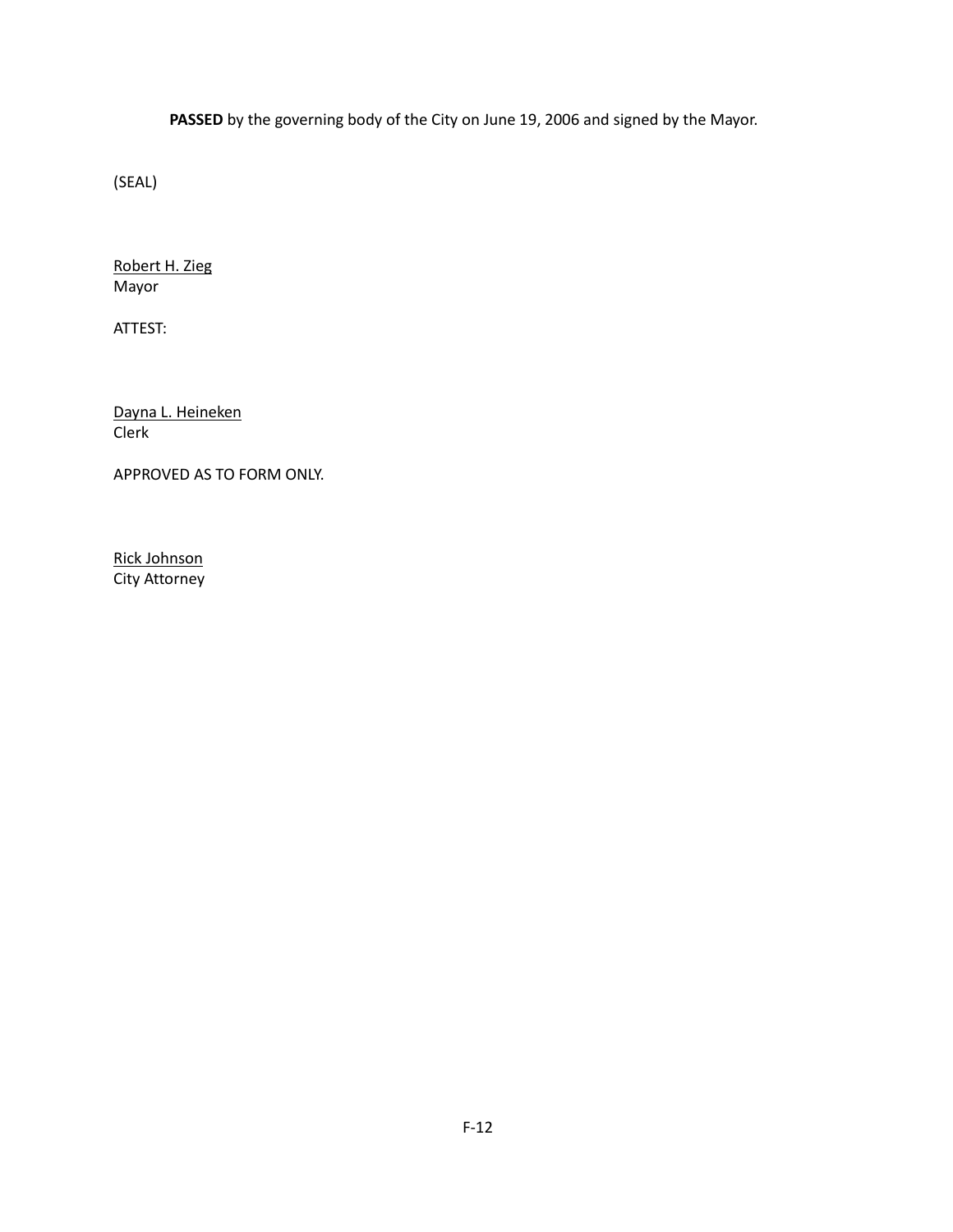**PASSED** by the governing body of the City on June 19, 2006 and signed by the Mayor.

(SEAL)

Robert H. Zieg
Mayor

ATTEST:

Dayna L. Heineken
Clerk

APPROVED AS TO FORM ONLY.

Rick Johnson
City Attorney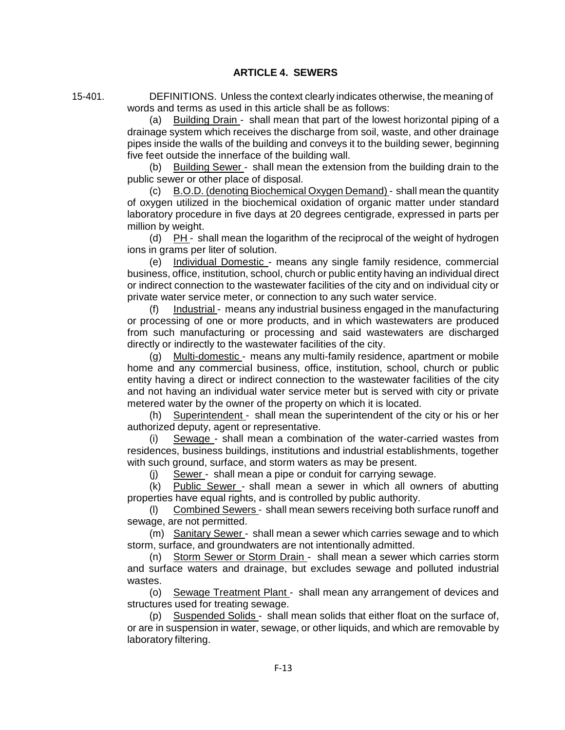## ARTICLE 4. SEWERS

15-401. DEFINITIONS. Unless the context clearly indicates otherwise, the meaning of words and terms as used in this article shall be as follows:

(a) Building Drain - shall mean that part of the lowest horizontal piping of a drainage system which receives the discharge from soil, waste, and other drainage pipes inside the walls of the building and conveys it to the building sewer, beginning five feet outside the innerface of the building wall.

(b) Building Sewer - shall mean the extension from the building drain to the public sewer or other place of disposal.

(c) B.O.D. (denoting Biochemical Oxygen Demand) - shall mean the quantity of oxygen utilized in the biochemical oxidation of organic matter under standard laboratory procedure in five days at 20 degrees centigrade, expressed in parts per million by weight.

(d) PH - shall mean the logarithm of the reciprocal of the weight of hydrogen ions in grams per liter of solution.

(e) Individual Domestic - means any single family residence, commercial business, office, institution, school, church or public entity having an individual direct or indirect connection to the wastewater facilities of the city and on individual city or private water service meter, or connection to any such water service.

(f) Industrial - means any industrial business engaged in the manufacturing or processing of one or more products, and in which wastewaters are produced from such manufacturing or processing and said wastewaters are discharged directly or indirectly to the wastewater facilities of the city.

(g) Multi-domestic - means any multi-family residence, apartment or mobile home and any commercial business, office, institution, school, church or public entity having a direct or indirect connection to the wastewater facilities of the city and not having an individual water service meter but is served with city or private metered water by the owner of the property on which it is located.

(h) Superintendent - shall mean the superintendent of the city or his or her authorized deputy, agent or representative.

(i) Sewage - shall mean a combination of the water-carried wastes from residences, business buildings, institutions and industrial establishments, together with such ground, surface, and storm waters as may be present.

(j) Sewer - shall mean a pipe or conduit for carrying sewage.

(k) Public Sewer - shall mean a sewer in which all owners of abutting properties have equal rights, and is controlled by public authority.

(l) Combined Sewers - shall mean sewers receiving both surface runoff and sewage, are not permitted.

(m) Sanitary Sewer - shall mean a sewer which carries sewage and to which storm, surface, and groundwaters are not intentionally admitted.

(n) Storm Sewer or Storm Drain - shall mean a sewer which carries storm and surface waters and drainage, but excludes sewage and polluted industrial wastes.

(o) Sewage Treatment Plant - shall mean any arrangement of devices and structures used for treating sewage.

(p) Suspended Solids - shall mean solids that either float on the surface of, or are in suspension in water, sewage, or other liquids, and which are removable by laboratory filtering.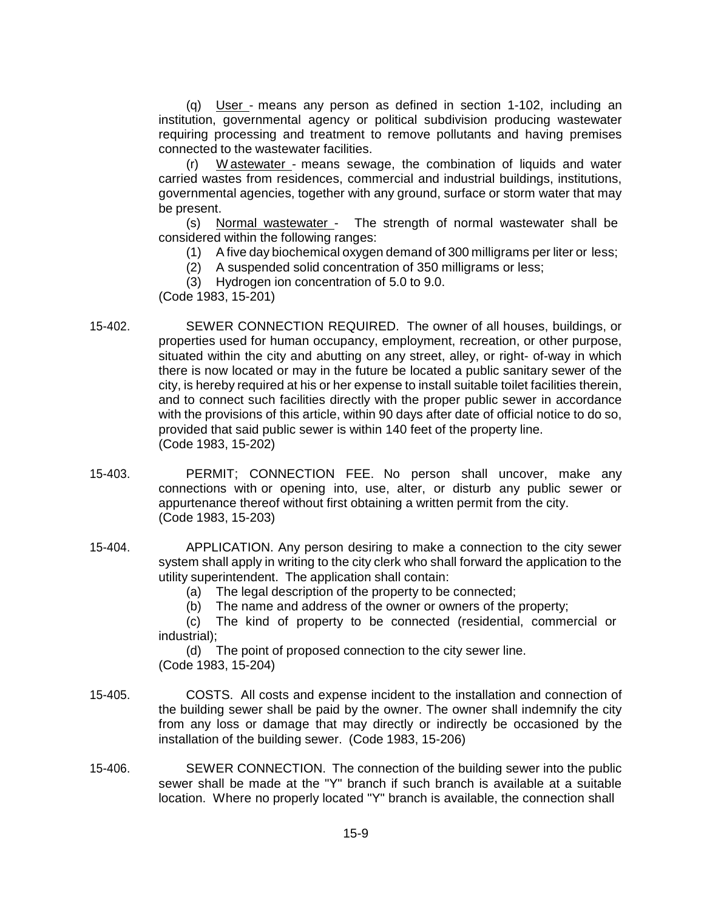(q) User - means any person as defined in section 1-102, including an institution, governmental agency or political subdivision producing wastewater requiring processing and treatment to remove pollutants and having premises connected to the wastewater facilities.

(r) Wastewater - means sewage, the combination of liquids and water carried wastes from residences, commercial and industrial buildings, institutions, governmental agencies, together with any ground, surface or storm water that may be present.

(s) Normal wastewater - The strength of normal wastewater shall be considered within the following ranges:

(1) A five day biochemical oxygen demand of 300 milligrams per liter or less;

(2) A suspended solid concentration of 350 milligrams or less;

(3) Hydrogen ion concentration of 5.0 to 9.0.

(Code 1983, 15-201)

15-402. SEWER CONNECTION REQUIRED. The owner of all houses, buildings, or properties used for human occupancy, employment, recreation, or other purpose, situated within the city and abutting on any street, alley, or right- of-way in which there is now located or may in the future be located a public sanitary sewer of the city, is hereby required at his or her expense to install suitable toilet facilities therein, and to connect such facilities directly with the proper public sewer in accordance with the provisions of this article, within 90 days after date of official notice to do so, provided that said public sewer is within 140 feet of the property line. (Code 1983, 15-202)

15-403. PERMIT; CONNECTION FEE. No person shall uncover, make any connections with or opening into, use, alter, or disturb any public sewer or appurtenance thereof without first obtaining a written permit from the city. (Code 1983, 15-203)

15-404. APPLICATION. Any person desiring to make a connection to the city sewer system shall apply in writing to the city clerk who shall forward the application to the utility superintendent. The application shall contain:

(a) The legal description of the property to be connected;

(b) The name and address of the owner or owners of the property;

(c) The kind of property to be connected (residential, commercial or industrial);

(d) The point of proposed connection to the city sewer line.

(Code 1983, 15-204)

15-405. COSTS. All costs and expense incident to the installation and connection of the building sewer shall be paid by the owner. The owner shall indemnify the city from any loss or damage that may directly or indirectly be occasioned by the installation of the building sewer. (Code 1983, 15-206)

15-406. SEWER CONNECTION. The connection of the building sewer into the public sewer shall be made at the "Y" branch if such branch is available at a suitable location. Where no properly located "Y" branch is available, the connection shall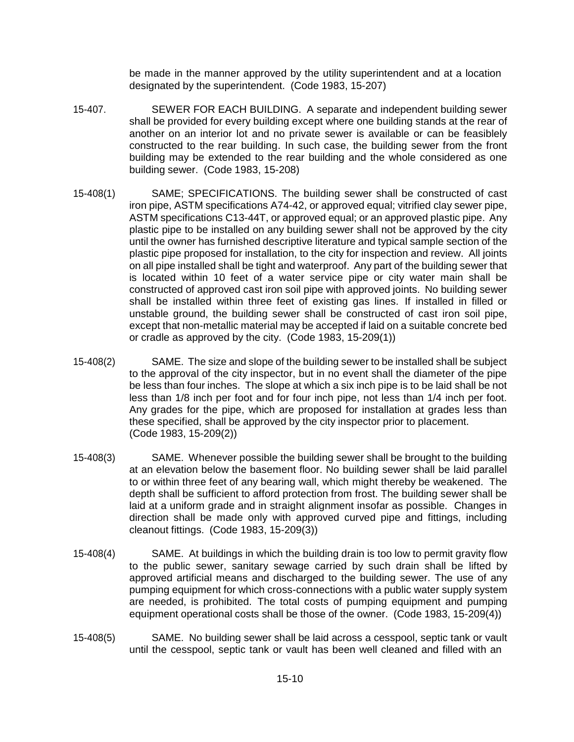be made in the manner approved by the utility superintendent and at a location designated by the superintendent. (Code 1983, 15-207)

15-407. SEWER FOR EACH BUILDING. A separate and independent building sewer shall be provided for every building except where one building stands at the rear of another on an interior lot and no private sewer is available or can be feasiblely constructed to the rear building. In such case, the building sewer from the front building may be extended to the rear building and the whole considered as one building sewer. (Code 1983, 15-208)

15-408(1) SAME; SPECIFICATIONS. The building sewer shall be constructed of cast iron pipe, ASTM specifications A74-42, or approved equal; vitrified clay sewer pipe, ASTM specifications C13-44T, or approved equal; or an approved plastic pipe. Any plastic pipe to be installed on any building sewer shall not be approved by the city until the owner has furnished descriptive literature and typical sample section of the plastic pipe proposed for installation, to the city for inspection and review. All joints on all pipe installed shall be tight and waterproof. Any part of the building sewer that is located within 10 feet of a water service pipe or city water main shall be constructed of approved cast iron soil pipe with approved joints. No building sewer shall be installed within three feet of existing gas lines. If installed in filled or unstable ground, the building sewer shall be constructed of cast iron soil pipe, except that non-metallic material may be accepted if laid on a suitable concrete bed or cradle as approved by the city. (Code 1983, 15-209(1))

15-408(2) SAME. The size and slope of the building sewer to be installed shall be subject to the approval of the city inspector, but in no event shall the diameter of the pipe be less than four inches. The slope at which a six inch pipe is to be laid shall be not less than 1/8 inch per foot and for four inch pipe, not less than 1/4 inch per foot. Any grades for the pipe, which are proposed for installation at grades less than these specified, shall be approved by the city inspector prior to placement. (Code 1983, 15-209(2))

15-408(3) SAME. Whenever possible the building sewer shall be brought to the building at an elevation below the basement floor. No building sewer shall be laid parallel to or within three feet of any bearing wall, which might thereby be weakened. The depth shall be sufficient to afford protection from frost. The building sewer shall be laid at a uniform grade and in straight alignment insofar as possible. Changes in direction shall be made only with approved curved pipe and fittings, including cleanout fittings. (Code 1983, 15-209(3))

15-408(4) SAME. At buildings in which the building drain is too low to permit gravity flow to the public sewer, sanitary sewage carried by such drain shall be lifted by approved artificial means and discharged to the building sewer. The use of any pumping equipment for which cross-connections with a public water supply system are needed, is prohibited. The total costs of pumping equipment and pumping equipment operational costs shall be those of the owner. (Code 1983, 15-209(4))

15-408(5) SAME. No building sewer shall be laid across a cesspool, septic tank or vault until the cesspool, septic tank or vault has been well cleaned and filled with an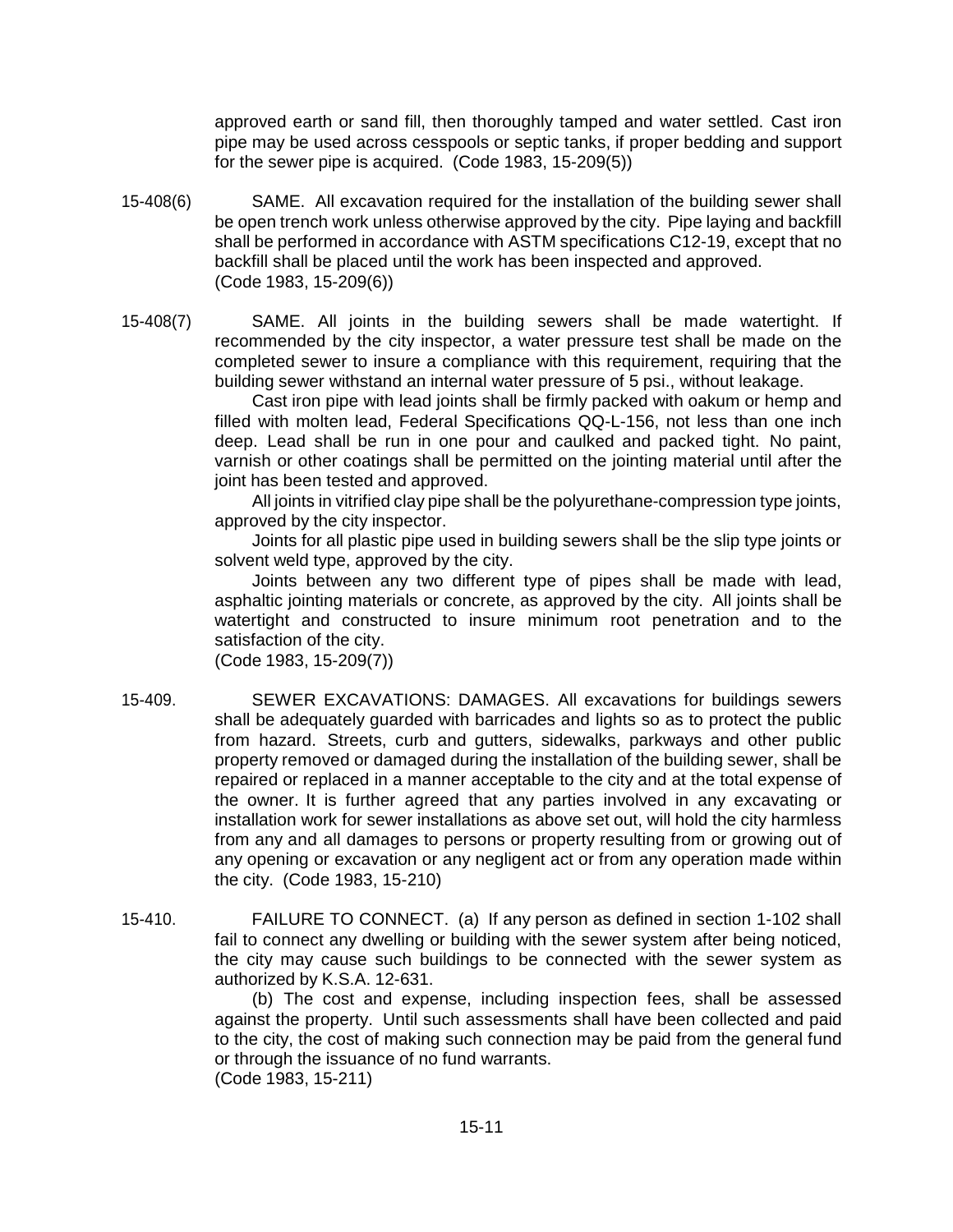approved earth or sand fill, then thoroughly tamped and water settled. Cast iron pipe may be used across cesspools or septic tanks, if proper bedding and support for the sewer pipe is acquired. (Code 1983, 15-209(5))

15-408(6) SAME. All excavation required for the installation of the building sewer shall be open trench work unless otherwise approved by the city. Pipe laying and backfill shall be performed in accordance with ASTM specifications C12-19, except that no backfill shall be placed until the work has been inspected and approved. (Code 1983, 15-209(6))

15-408(7) SAME. All joints in the building sewers shall be made watertight. If recommended by the city inspector, a water pressure test shall be made on the completed sewer to insure a compliance with this requirement, requiring that the building sewer withstand an internal water pressure of 5 psi., without leakage.

Cast iron pipe with lead joints shall be firmly packed with oakum or hemp and filled with molten lead, Federal Specifications QQ-L-156, not less than one inch deep. Lead shall be run in one pour and caulked and packed tight. No paint, varnish or other coatings shall be permitted on the jointing material until after the joint has been tested and approved.

All joints in vitrified clay pipe shall be the polyurethane-compression type joints, approved by the city inspector.

Joints for all plastic pipe used in building sewers shall be the slip type joints or solvent weld type, approved by the city.

Joints between any two different type of pipes shall be made with lead, asphaltic jointing materials or concrete, as approved by the city. All joints shall be watertight and constructed to insure minimum root penetration and to the satisfaction of the city.
(Code 1983, 15-209(7))

15-409. SEWER EXCAVATIONS: DAMAGES. All excavations for buildings sewers shall be adequately guarded with barricades and lights so as to protect the public from hazard. Streets, curb and gutters, sidewalks, parkways and other public property removed or damaged during the installation of the building sewer, shall be repaired or replaced in a manner acceptable to the city and at the total expense of the owner. It is further agreed that any parties involved in any excavating or installation work for sewer installations as above set out, will hold the city harmless from any and all damages to persons or property resulting from or growing out of any opening or excavation or any negligent act or from any operation made within the city. (Code 1983, 15-210)

15-410. FAILURE TO CONNECT. (a) If any person as defined in section 1-102 shall fail to connect any dwelling or building with the sewer system after being noticed, the city may cause such buildings to be connected with the sewer system as authorized by K.S.A. 12-631.

(b) The cost and expense, including inspection fees, shall be assessed against the property. Until such assessments shall have been collected and paid to the city, the cost of making such connection may be paid from the general fund or through the issuance of no fund warrants.
(Code 1983, 15-211)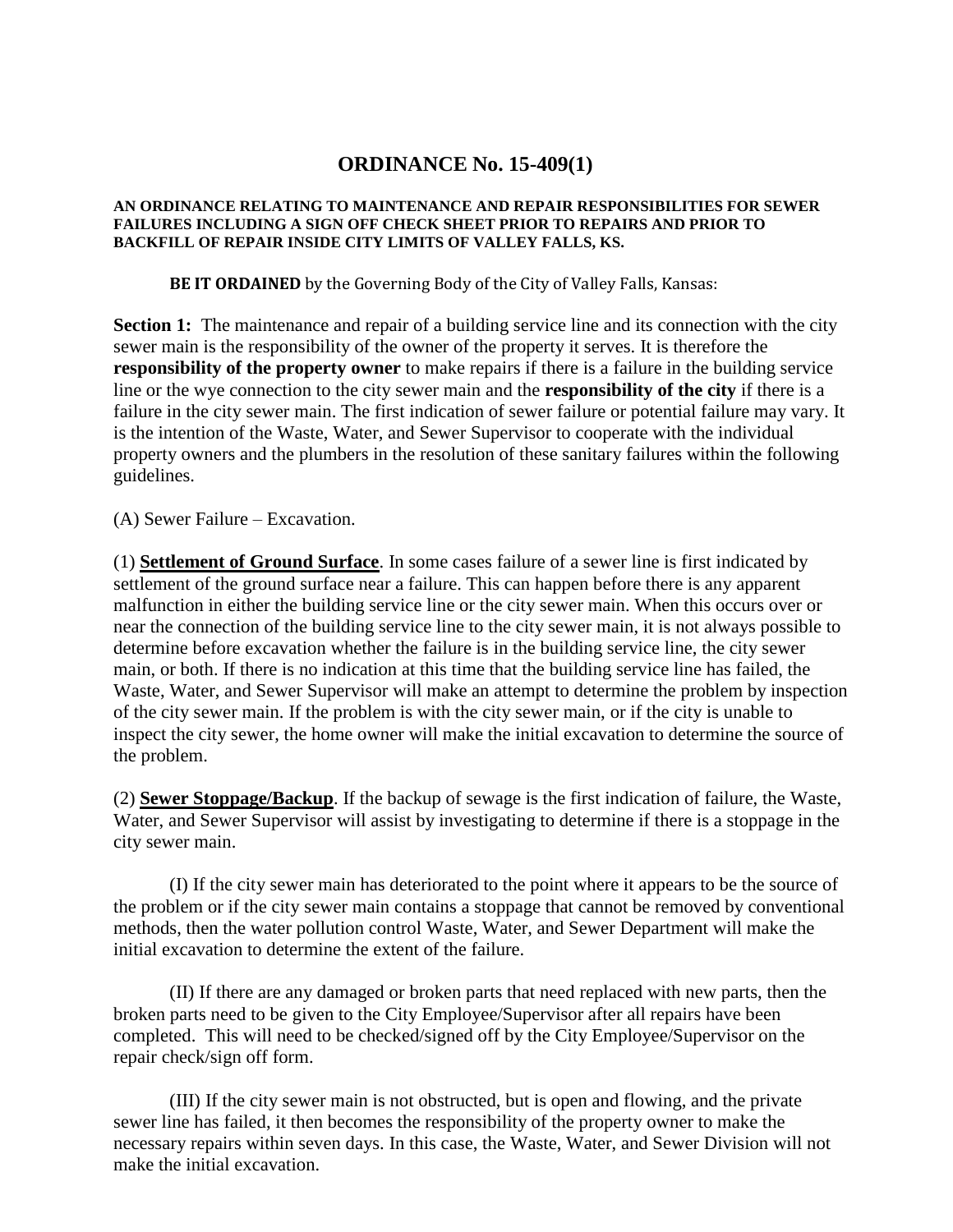# ORDINANCE No. 15-409(1)

**AN ORDINANCE RELATING TO MAINTENANCE AND REPAIR RESPONSIBILITIES FOR SEWER FAILURES INCLUDING A SIGN OFF CHECK SHEET PRIOR TO REPAIRS AND PRIOR TO BACKFILL OF REPAIR INSIDE CITY LIMITS OF VALLEY FALLS, KS.**

**BE IT ORDAINED** by the Governing Body of the City of Valley Falls, Kansas:

**Section 1:** The maintenance and repair of a building service line and its connection with the city sewer main is the responsibility of the owner of the property it serves. It is therefore the **responsibility of the property owner** to make repairs if there is a failure in the building service line or the wye connection to the city sewer main and the **responsibility of the city** if there is a failure in the city sewer main. The first indication of sewer failure or potential failure may vary. It is the intention of the Waste, Water, and Sewer Supervisor to cooperate with the individual property owners and the plumbers in the resolution of these sanitary failures within the following guidelines.

(A) Sewer Failure – Excavation.

(1) **Settlement of Ground Surface**. In some cases failure of a sewer line is first indicated by settlement of the ground surface near a failure. This can happen before there is any apparent malfunction in either the building service line or the city sewer main. When this occurs over or near the connection of the building service line to the city sewer main, it is not always possible to determine before excavation whether the failure is in the building service line, the city sewer main, or both. If there is no indication at this time that the building service line has failed, the Waste, Water, and Sewer Supervisor will make an attempt to determine the problem by inspection of the city sewer main. If the problem is with the city sewer main, or if the city is unable to inspect the city sewer, the home owner will make the initial excavation to determine the source of the problem.

(2) **Sewer Stoppage/Backup**. If the backup of sewage is the first indication of failure, the Waste, Water, and Sewer Supervisor will assist by investigating to determine if there is a stoppage in the city sewer main.

(I) If the city sewer main has deteriorated to the point where it appears to be the source of the problem or if the city sewer main contains a stoppage that cannot be removed by conventional methods, then the water pollution control Waste, Water, and Sewer Department will make the initial excavation to determine the extent of the failure.

(II) If there are any damaged or broken parts that need replaced with new parts, then the broken parts need to be given to the City Employee/Supervisor after all repairs have been completed. This will need to be checked/signed off by the City Employee/Supervisor on the repair check/sign off form.

(III) If the city sewer main is not obstructed, but is open and flowing, and the private sewer line has failed, it then becomes the responsibility of the property owner to make the necessary repairs within seven days. In this case, the Waste, Water, and Sewer Division will not make the initial excavation.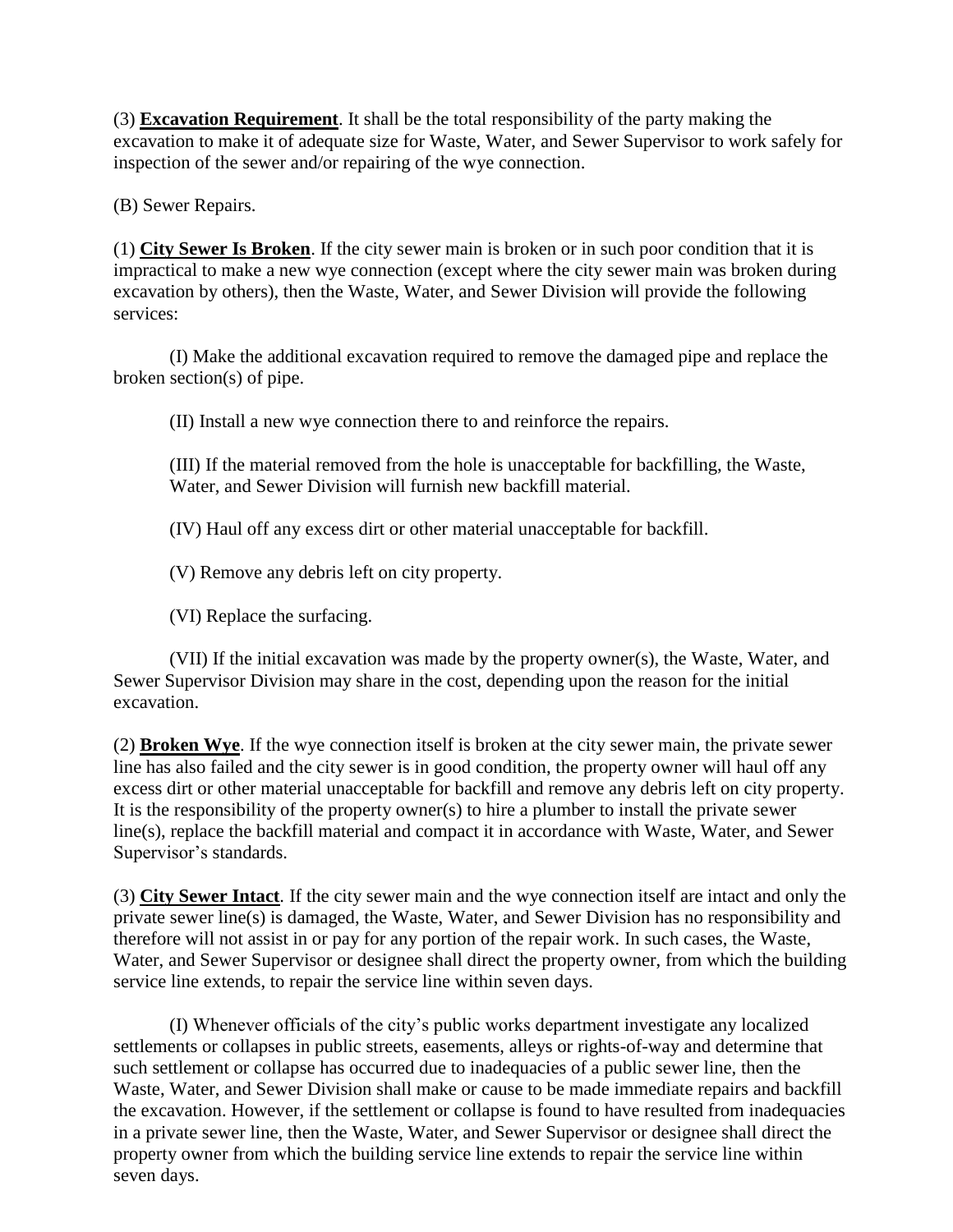(3) **Excavation Requirement**. It shall be the total responsibility of the party making the excavation to make it of adequate size for Waste, Water, and Sewer Supervisor to work safely for inspection of the sewer and/or repairing of the wye connection.

(B) Sewer Repairs.

(1) **City Sewer Is Broken**. If the city sewer main is broken or in such poor condition that it is impractical to make a new wye connection (except where the city sewer main was broken during excavation by others), then the Waste, Water, and Sewer Division will provide the following services:

(I) Make the additional excavation required to remove the damaged pipe and replace the broken section(s) of pipe.

(II) Install a new wye connection there to and reinforce the repairs.

(III) If the material removed from the hole is unacceptable for backfilling, the Waste, Water, and Sewer Division will furnish new backfill material.

(IV) Haul off any excess dirt or other material unacceptable for backfill.

(V) Remove any debris left on city property.

(VI) Replace the surfacing.

(VII) If the initial excavation was made by the property owner(s), the Waste, Water, and Sewer Supervisor Division may share in the cost, depending upon the reason for the initial excavation.

(2) **Broken Wye**. If the wye connection itself is broken at the city sewer main, the private sewer line has also failed and the city sewer is in good condition, the property owner will haul off any excess dirt or other material unacceptable for backfill and remove any debris left on city property. It is the responsibility of the property owner(s) to hire a plumber to install the private sewer line(s), replace the backfill material and compact it in accordance with Waste, Water, and Sewer Supervisor's standards.

(3) **City Sewer Intact**. If the city sewer main and the wye connection itself are intact and only the private sewer line(s) is damaged, the Waste, Water, and Sewer Division has no responsibility and therefore will not assist in or pay for any portion of the repair work. In such cases, the Waste, Water, and Sewer Supervisor or designee shall direct the property owner, from which the building service line extends, to repair the service line within seven days.

(I) Whenever officials of the city's public works department investigate any localized settlements or collapses in public streets, easements, alleys or rights-of-way and determine that such settlement or collapse has occurred due to inadequacies of a public sewer line, then the Waste, Water, and Sewer Division shall make or cause to be made immediate repairs and backfill the excavation. However, if the settlement or collapse is found to have resulted from inadequacies in a private sewer line, then the Waste, Water, and Sewer Supervisor or designee shall direct the property owner from which the building service line extends to repair the service line within seven days.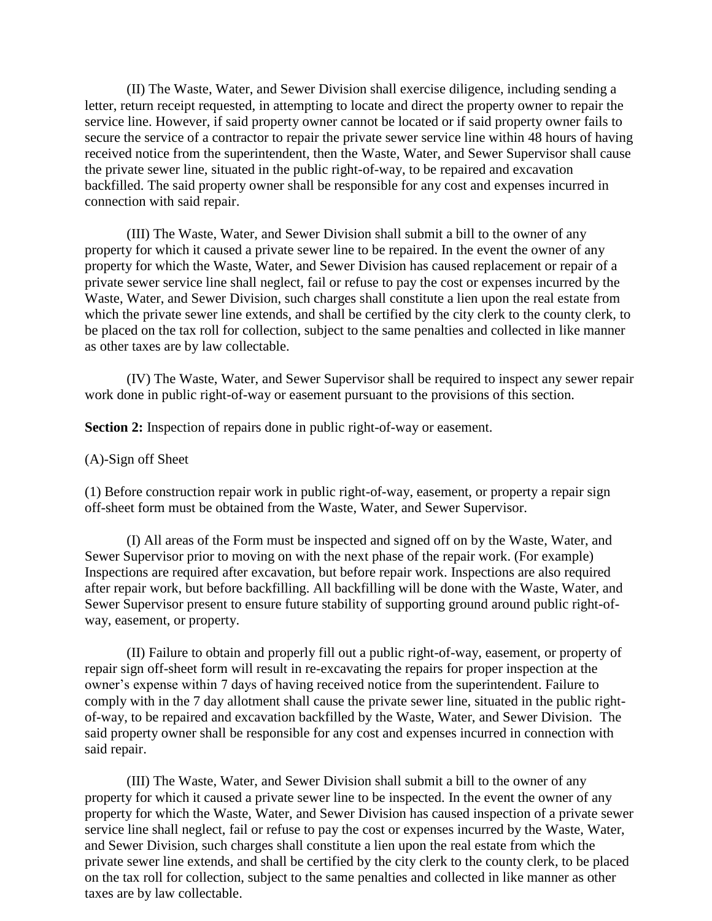(II) The Waste, Water, and Sewer Division shall exercise diligence, including sending a letter, return receipt requested, in attempting to locate and direct the property owner to repair the service line. However, if said property owner cannot be located or if said property owner fails to secure the service of a contractor to repair the private sewer service line within 48 hours of having received notice from the superintendent, then the Waste, Water, and Sewer Supervisor shall cause the private sewer line, situated in the public right-of-way, to be repaired and excavation backfilled. The said property owner shall be responsible for any cost and expenses incurred in connection with said repair.

(III) The Waste, Water, and Sewer Division shall submit a bill to the owner of any property for which it caused a private sewer line to be repaired. In the event the owner of any property for which the Waste, Water, and Sewer Division has caused replacement or repair of a private sewer service line shall neglect, fail or refuse to pay the cost or expenses incurred by the Waste, Water, and Sewer Division, such charges shall constitute a lien upon the real estate from which the private sewer line extends, and shall be certified by the city clerk to the county clerk, to be placed on the tax roll for collection, subject to the same penalties and collected in like manner as other taxes are by law collectable.

(IV) The Waste, Water, and Sewer Supervisor shall be required to inspect any sewer repair work done in public right-of-way or easement pursuant to the provisions of this section.

**Section 2:** Inspection of repairs done in public right-of-way or easement.

(A)-Sign off Sheet

(1) Before construction repair work in public right-of-way, easement, or property a repair sign off-sheet form must be obtained from the Waste, Water, and Sewer Supervisor.

(I) All areas of the Form must be inspected and signed off on by the Waste, Water, and Sewer Supervisor prior to moving on with the next phase of the repair work. (For example) Inspections are required after excavation, but before repair work. Inspections are also required after repair work, but before backfilling. All backfilling will be done with the Waste, Water, and Sewer Supervisor present to ensure future stability of supporting ground around public right-of-way, easement, or property.

(II) Failure to obtain and properly fill out a public right-of-way, easement, or property of repair sign off-sheet form will result in re-excavating the repairs for proper inspection at the owner's expense within 7 days of having received notice from the superintendent. Failure to comply with in the 7 day allotment shall cause the private sewer line, situated in the public right-of-way, to be repaired and excavation backfilled by the Waste, Water, and Sewer Division. The said property owner shall be responsible for any cost and expenses incurred in connection with said repair.

(III) The Waste, Water, and Sewer Division shall submit a bill to the owner of any property for which it caused a private sewer line to be inspected. In the event the owner of any property for which the Waste, Water, and Sewer Division has caused inspection of a private sewer service line shall neglect, fail or refuse to pay the cost or expenses incurred by the Waste, Water, and Sewer Division, such charges shall constitute a lien upon the real estate from which the private sewer line extends, and shall be certified by the city clerk to the county clerk, to be placed on the tax roll for collection, subject to the same penalties and collected in like manner as other taxes are by law collectable.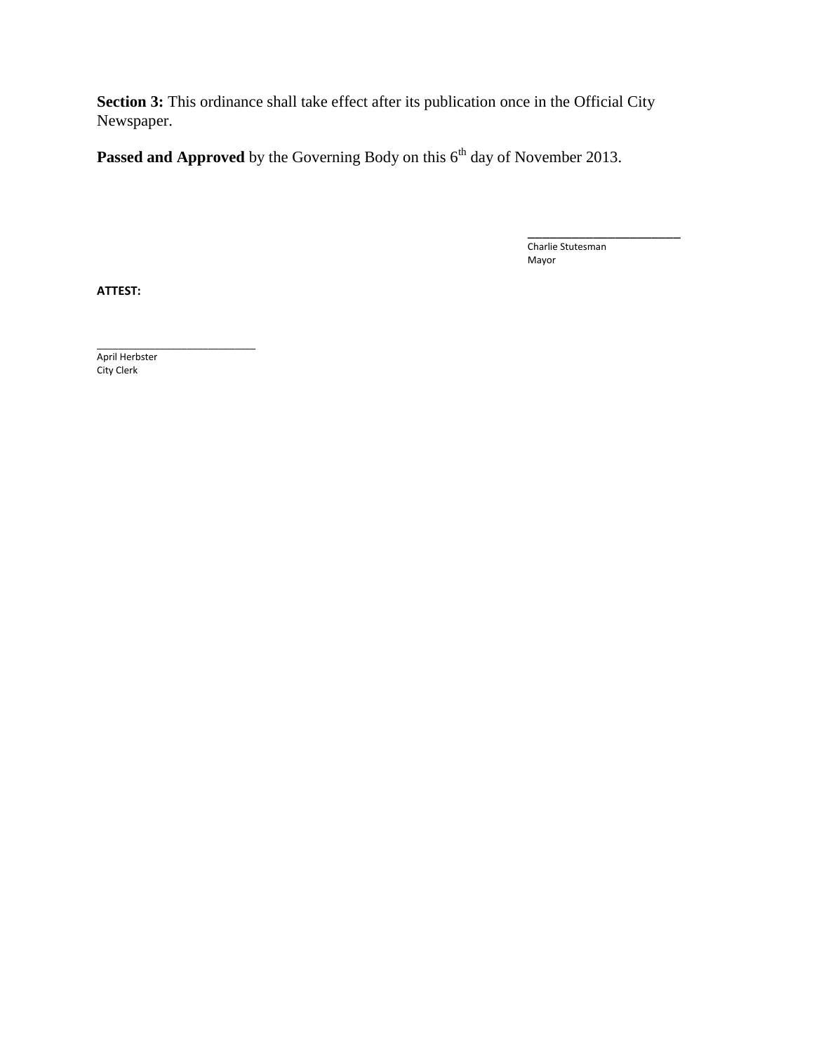**Section 3:** This ordinance shall take effect after its publication once in the Official City Newspaper.

**Passed and Approved** by the Governing Body on this 6th day of November 2013.

\_\_\_\_\_\_\_\_\_\_\_\_\_\_\_\_\_\_\_\_\_\_\_\_
Charlie Stutesman
Mayor

**ATTEST:**

\_\_\_\_\_\_\_\_\_\_\_\_\_\_\_\_\_\_\_\_\_\_\_\_\_\_\_\_
April Herbster
City Clerk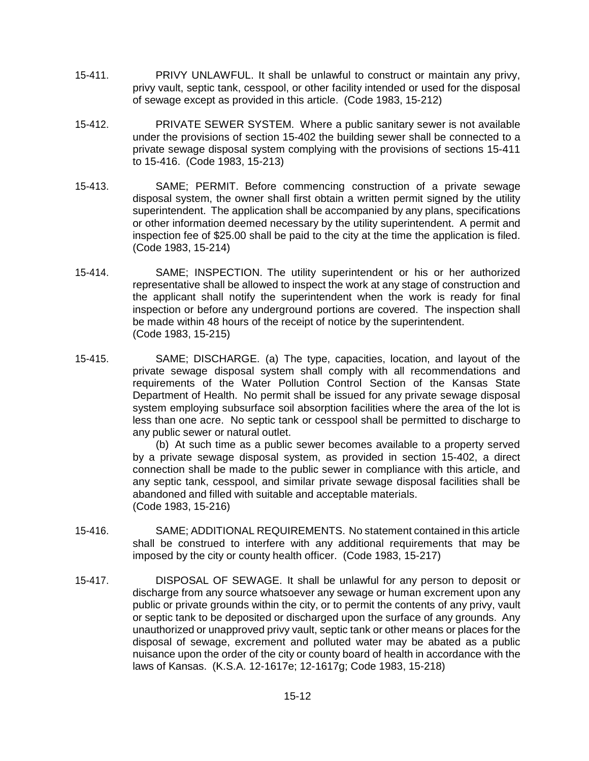15-411. PRIVY UNLAWFUL. It shall be unlawful to construct or maintain any privy, privy vault, septic tank, cesspool, or other facility intended or used for the disposal of sewage except as provided in this article. (Code 1983, 15-212)

15-412. PRIVATE SEWER SYSTEM. Where a public sanitary sewer is not available under the provisions of section 15-402 the building sewer shall be connected to a private sewage disposal system complying with the provisions of sections 15-411 to 15-416. (Code 1983, 15-213)

15-413. SAME; PERMIT. Before commencing construction of a private sewage disposal system, the owner shall first obtain a written permit signed by the utility superintendent. The application shall be accompanied by any plans, specifications or other information deemed necessary by the utility superintendent. A permit and inspection fee of $25.00 shall be paid to the city at the time the application is filed. (Code 1983, 15-214)

15-414. SAME; INSPECTION. The utility superintendent or his or her authorized representative shall be allowed to inspect the work at any stage of construction and the applicant shall notify the superintendent when the work is ready for final inspection or before any underground portions are covered. The inspection shall be made within 48 hours of the receipt of notice by the superintendent. (Code 1983, 15-215)

15-415. SAME; DISCHARGE. (a) The type, capacities, location, and layout of the private sewage disposal system shall comply with all recommendations and requirements of the Water Pollution Control Section of the Kansas State Department of Health. No permit shall be issued for any private sewage disposal system employing subsurface soil absorption facilities where the area of the lot is less than one acre. No septic tank or cesspool shall be permitted to discharge to any public sewer or natural outlet.

(b) At such time as a public sewer becomes available to a property served by a private sewage disposal system, as provided in section 15-402, a direct connection shall be made to the public sewer in compliance with this article, and any septic tank, cesspool, and similar private sewage disposal facilities shall be abandoned and filled with suitable and acceptable materials. (Code 1983, 15-216)

15-416. SAME; ADDITIONAL REQUIREMENTS. No statement contained in this article shall be construed to interfere with any additional requirements that may be imposed by the city or county health officer. (Code 1983, 15-217)

15-417. DISPOSAL OF SEWAGE. It shall be unlawful for any person to deposit or discharge from any source whatsoever any sewage or human excrement upon any public or private grounds within the city, or to permit the contents of any privy, vault or septic tank to be deposited or discharged upon the surface of any grounds. Any unauthorized or unapproved privy vault, septic tank or other means or places for the disposal of sewage, excrement and polluted water may be abated as a public nuisance upon the order of the city or county board of health in accordance with the laws of Kansas. (K.S.A. 12-1617e; 12-1617g; Code 1983, 15-218)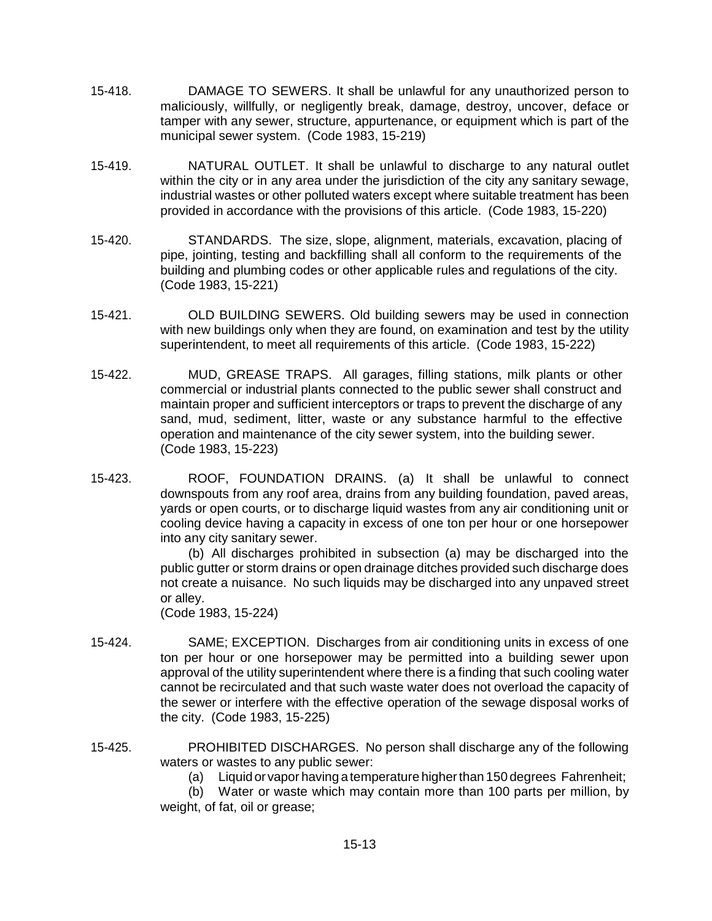15-418. DAMAGE TO SEWERS. It shall be unlawful for any unauthorized person to maliciously, willfully, or negligently break, damage, destroy, uncover, deface or tamper with any sewer, structure, appurtenance, or equipment which is part of the municipal sewer system. (Code 1983, 15-219)

15-419. NATURAL OUTLET. It shall be unlawful to discharge to any natural outlet within the city or in any area under the jurisdiction of the city any sanitary sewage, industrial wastes or other polluted waters except where suitable treatment has been provided in accordance with the provisions of this article. (Code 1983, 15-220)

15-420. STANDARDS. The size, slope, alignment, materials, excavation, placing of pipe, jointing, testing and backfilling shall all conform to the requirements of the building and plumbing codes or other applicable rules and regulations of the city. (Code 1983, 15-221)

15-421. OLD BUILDING SEWERS. Old building sewers may be used in connection with new buildings only when they are found, on examination and test by the utility superintendent, to meet all requirements of this article. (Code 1983, 15-222)

15-422. MUD, GREASE TRAPS. All garages, filling stations, milk plants or other commercial or industrial plants connected to the public sewer shall construct and maintain proper and sufficient interceptors or traps to prevent the discharge of any sand, mud, sediment, litter, waste or any substance harmful to the effective operation and maintenance of the city sewer system, into the building sewer. (Code 1983, 15-223)

15-423. ROOF, FOUNDATION DRAINS. (a) It shall be unlawful to connect downspouts from any roof area, drains from any building foundation, paved areas, yards or open courts, or to discharge liquid wastes from any air conditioning unit or cooling device having a capacity in excess of one ton per hour or one horsepower into any city sanitary sewer.

(b) All discharges prohibited in subsection (a) may be discharged into the public gutter or storm drains or open drainage ditches provided such discharge does not create a nuisance. No such liquids may be discharged into any unpaved street or alley.

(Code 1983, 15-224)

15-424. SAME; EXCEPTION. Discharges from air conditioning units in excess of one ton per hour or one horsepower may be permitted into a building sewer upon approval of the utility superintendent where there is a finding that such cooling water cannot be recirculated and that such waste water does not overload the capacity of the sewer or interfere with the effective operation of the sewage disposal works of the city. (Code 1983, 15-225)

15-425. PROHIBITED DISCHARGES. No person shall discharge any of the following waters or wastes to any public sewer:

(a) Liquid or vapor having a temperature higher than 150 degrees Fahrenheit;

(b) Water or waste which may contain more than 100 parts per million, by weight, of fat, oil or grease;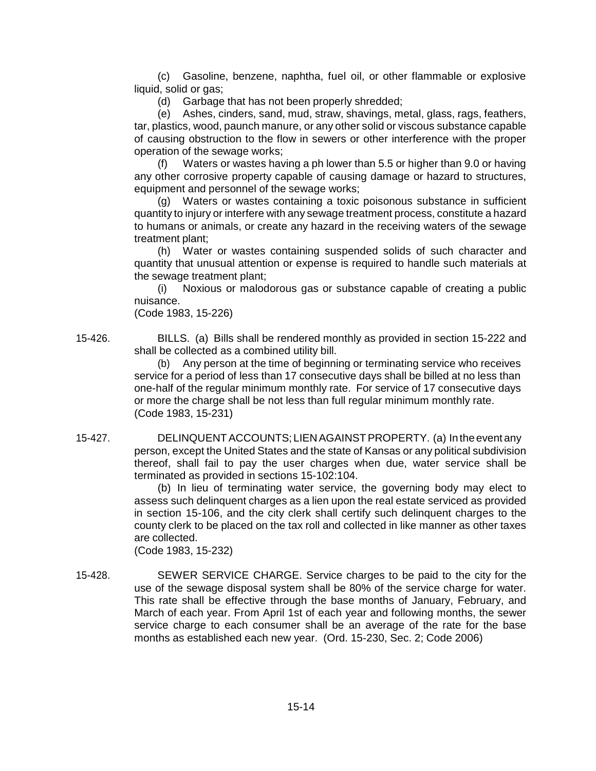(c) Gasoline, benzene, naphtha, fuel oil, or other flammable or explosive liquid, solid or gas;

(d) Garbage that has not been properly shredded;

(e) Ashes, cinders, sand, mud, straw, shavings, metal, glass, rags, feathers, tar, plastics, wood, paunch manure, or any other solid or viscous substance capable of causing obstruction to the flow in sewers or other interference with the proper operation of the sewage works;

(f) Waters or wastes having a ph lower than 5.5 or higher than 9.0 or having any other corrosive property capable of causing damage or hazard to structures, equipment and personnel of the sewage works;

(g) Waters or wastes containing a toxic poisonous substance in sufficient quantity to injury or interfere with any sewage treatment process, constitute a hazard to humans or animals, or create any hazard in the receiving waters of the sewage treatment plant;

(h) Water or wastes containing suspended solids of such character and quantity that unusual attention or expense is required to handle such materials at the sewage treatment plant;

(i) Noxious or malodorous gas or substance capable of creating a public nuisance.

(Code 1983, 15-226)

15-426. BILLS. (a) Bills shall be rendered monthly as provided in section 15-222 and shall be collected as a combined utility bill.

(b) Any person at the time of beginning or terminating service who receives service for a period of less than 17 consecutive days shall be billed at no less than one-half of the regular minimum monthly rate. For service of 17 consecutive days or more the charge shall be not less than full regular minimum monthly rate.

(Code 1983, 15-231)

15-427. DELINQUENT ACCOUNTS; LIEN AGAINST PROPERTY. (a) In the event any person, except the United States and the state of Kansas or any political subdivision thereof, shall fail to pay the user charges when due, water service shall be terminated as provided in sections 15-102:104.

(b) In lieu of terminating water service, the governing body may elect to assess such delinquent charges as a lien upon the real estate serviced as provided in section 15-106, and the city clerk shall certify such delinquent charges to the county clerk to be placed on the tax roll and collected in like manner as other taxes are collected.

(Code 1983, 15-232)

15-428. SEWER SERVICE CHARGE. Service charges to be paid to the city for the use of the sewage disposal system shall be 80% of the service charge for water. This rate shall be effective through the base months of January, February, and March of each year. From April 1st of each year and following months, the sewer service charge to each consumer shall be an average of the rate for the base months as established each new year. (Ord. 15-230, Sec. 2; Code 2006)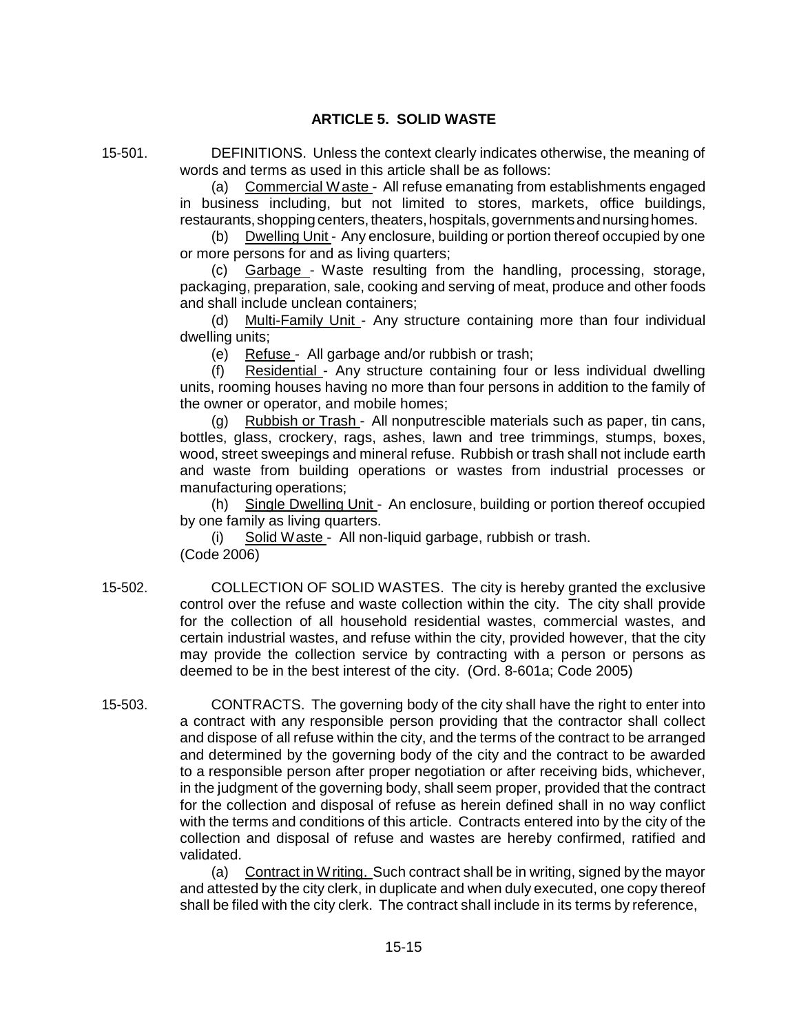## ARTICLE 5. SOLID WASTE

15-501. DEFINITIONS. Unless the context clearly indicates otherwise, the meaning of words and terms as used in this article shall be as follows:

(a) Commercial Waste - All refuse emanating from establishments engaged in business including, but not limited to stores, markets, office buildings, restaurants, shopping centers, theaters, hospitals, governments and nursing homes.

(b) Dwelling Unit - Any enclosure, building or portion thereof occupied by one or more persons for and as living quarters;

(c) Garbage - Waste resulting from the handling, processing, storage, packaging, preparation, sale, cooking and serving of meat, produce and other foods and shall include unclean containers;

(d) Multi-Family Unit - Any structure containing more than four individual dwelling units;

(e) Refuse - All garbage and/or rubbish or trash;

(f) Residential - Any structure containing four or less individual dwelling units, rooming houses having no more than four persons in addition to the family of the owner or operator, and mobile homes;

(g) Rubbish or Trash - All nonputrescible materials such as paper, tin cans, bottles, glass, crockery, rags, ashes, lawn and tree trimmings, stumps, boxes, wood, street sweepings and mineral refuse. Rubbish or trash shall not include earth and waste from building operations or wastes from industrial processes or manufacturing operations;

(h) Single Dwelling Unit - An enclosure, building or portion thereof occupied by one family as living quarters.

(i) Solid Waste - All non-liquid garbage, rubbish or trash.

(Code 2006)

15-502. COLLECTION OF SOLID WASTES. The city is hereby granted the exclusive control over the refuse and waste collection within the city. The city shall provide for the collection of all household residential wastes, commercial wastes, and certain industrial wastes, and refuse within the city, provided however, that the city may provide the collection service by contracting with a person or persons as deemed to be in the best interest of the city. (Ord. 8-601a; Code 2005)

15-503. CONTRACTS. The governing body of the city shall have the right to enter into a contract with any responsible person providing that the contractor shall collect and dispose of all refuse within the city, and the terms of the contract to be arranged and determined by the governing body of the city and the contract to be awarded to a responsible person after proper negotiation or after receiving bids, whichever, in the judgment of the governing body, shall seem proper, provided that the contract for the collection and disposal of refuse as herein defined shall in no way conflict with the terms and conditions of this article. Contracts entered into by the city of the collection and disposal of refuse and wastes are hereby confirmed, ratified and validated.

(a) Contract in Writing. Such contract shall be in writing, signed by the mayor and attested by the city clerk, in duplicate and when duly executed, one copy thereof shall be filed with the city clerk. The contract shall include in its terms by reference,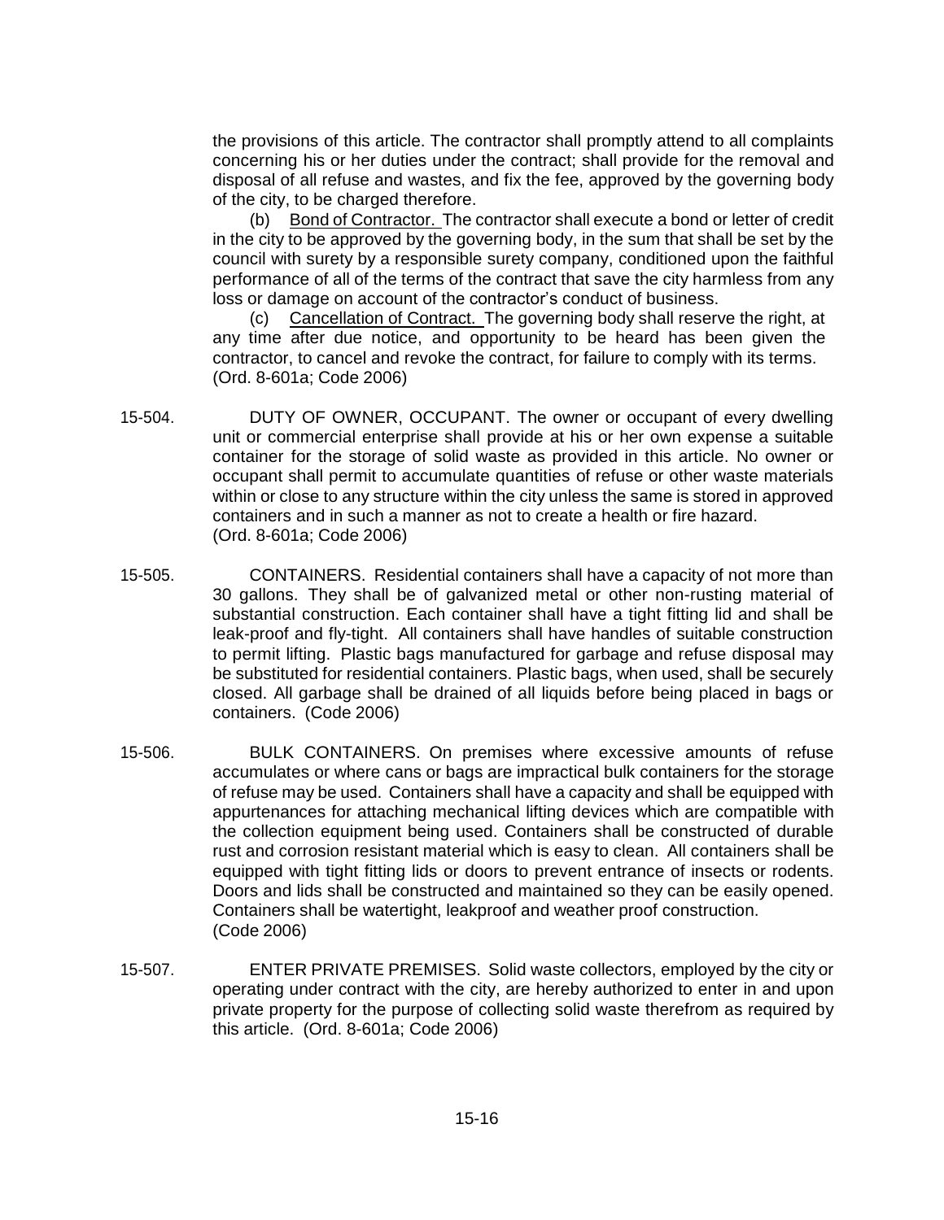the provisions of this article. The contractor shall promptly attend to all complaints concerning his or her duties under the contract; shall provide for the removal and disposal of all refuse and wastes, and fix the fee, approved by the governing body of the city, to be charged therefore.

(b) Bond of Contractor. The contractor shall execute a bond or letter of credit in the city to be approved by the governing body, in the sum that shall be set by the council with surety by a responsible surety company, conditioned upon the faithful performance of all of the terms of the contract that save the city harmless from any loss or damage on account of the contractor's conduct of business.

(c) Cancellation of Contract. The governing body shall reserve the right, at any time after due notice, and opportunity to be heard has been given the contractor, to cancel and revoke the contract, for failure to comply with its terms. (Ord. 8-601a; Code 2006)

15-504. DUTY OF OWNER, OCCUPANT. The owner or occupant of every dwelling unit or commercial enterprise shall provide at his or her own expense a suitable container for the storage of solid waste as provided in this article. No owner or occupant shall permit to accumulate quantities of refuse or other waste materials within or close to any structure within the city unless the same is stored in approved containers and in such a manner as not to create a health or fire hazard. (Ord. 8-601a; Code 2006)

15-505. CONTAINERS. Residential containers shall have a capacity of not more than 30 gallons. They shall be of galvanized metal or other non-rusting material of substantial construction. Each container shall have a tight fitting lid and shall be leak-proof and fly-tight. All containers shall have handles of suitable construction to permit lifting. Plastic bags manufactured for garbage and refuse disposal may be substituted for residential containers. Plastic bags, when used, shall be securely closed. All garbage shall be drained of all liquids before being placed in bags or containers. (Code 2006)

15-506. BULK CONTAINERS. On premises where excessive amounts of refuse accumulates or where cans or bags are impractical bulk containers for the storage of refuse may be used. Containers shall have a capacity and shall be equipped with appurtenances for attaching mechanical lifting devices which are compatible with the collection equipment being used. Containers shall be constructed of durable rust and corrosion resistant material which is easy to clean. All containers shall be equipped with tight fitting lids or doors to prevent entrance of insects or rodents. Doors and lids shall be constructed and maintained so they can be easily opened. Containers shall be watertight, leakproof and weather proof construction. (Code 2006)

15-507. ENTER PRIVATE PREMISES. Solid waste collectors, employed by the city or operating under contract with the city, are hereby authorized to enter in and upon private property for the purpose of collecting solid waste therefrom as required by this article. (Ord. 8-601a; Code 2006)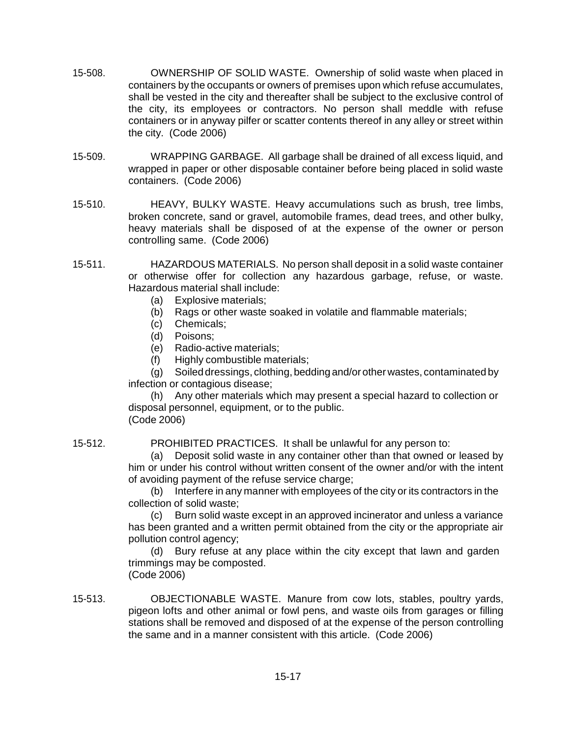15-508. OWNERSHIP OF SOLID WASTE. Ownership of solid waste when placed in containers by the occupants or owners of premises upon which refuse accumulates, shall be vested in the city and thereafter shall be subject to the exclusive control of the city, its employees or contractors. No person shall meddle with refuse containers or in anyway pilfer or scatter contents thereof in any alley or street within the city. (Code 2006)

15-509. WRAPPING GARBAGE. All garbage shall be drained of all excess liquid, and wrapped in paper or other disposable container before being placed in solid waste containers. (Code 2006)

15-510. HEAVY, BULKY WASTE. Heavy accumulations such as brush, tree limbs, broken concrete, sand or gravel, automobile frames, dead trees, and other bulky, heavy materials shall be disposed of at the expense of the owner or person controlling same. (Code 2006)

15-511. HAZARDOUS MATERIALS. No person shall deposit in a solid waste container or otherwise offer for collection any hazardous garbage, refuse, or waste. Hazardous material shall include:

(a) Explosive materials;

(b) Rags or other waste soaked in volatile and flammable materials;

(c) Chemicals;

(d) Poisons;

(e) Radio-active materials;

(f) Highly combustible materials;

(g) Soiled dressings, clothing, bedding and/or other wastes, contaminated by infection or contagious disease;

(h) Any other materials which may present a special hazard to collection or disposal personnel, equipment, or to the public.

(Code 2006)

15-512. PROHIBITED PRACTICES. It shall be unlawful for any person to:

(a) Deposit solid waste in any container other than that owned or leased by him or under his control without written consent of the owner and/or with the intent of avoiding payment of the refuse service charge;

(b) Interfere in any manner with employees of the city or its contractors in the collection of solid waste;

(c) Burn solid waste except in an approved incinerator and unless a variance has been granted and a written permit obtained from the city or the appropriate air pollution control agency;

(d) Bury refuse at any place within the city except that lawn and garden trimmings may be composted.

(Code 2006)

15-513. OBJECTIONABLE WASTE. Manure from cow lots, stables, poultry yards, pigeon lofts and other animal or fowl pens, and waste oils from garages or filling stations shall be removed and disposed of at the expense of the person controlling the same and in a manner consistent with this article. (Code 2006)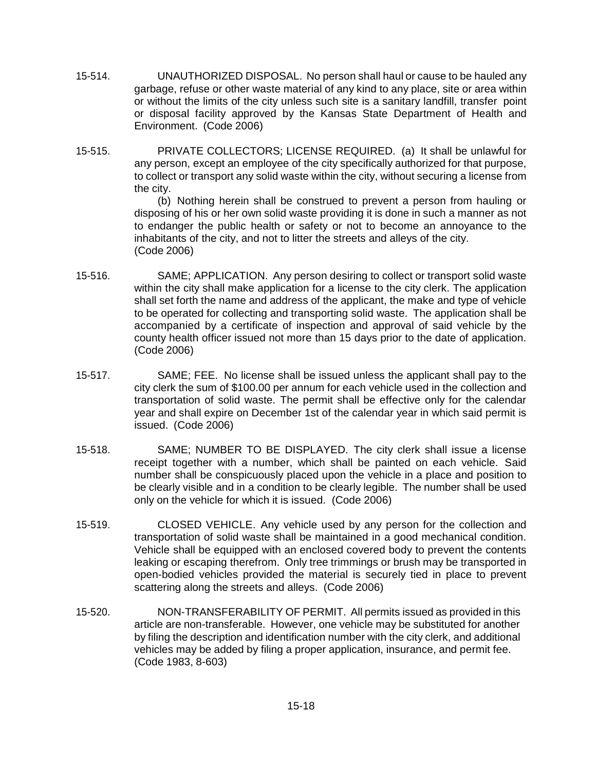15-514. UNAUTHORIZED DISPOSAL. No person shall haul or cause to be hauled any garbage, refuse or other waste material of any kind to any place, site or area within or without the limits of the city unless such site is a sanitary landfill, transfer point or disposal facility approved by the Kansas State Department of Health and Environment. (Code 2006)

15-515. PRIVATE COLLECTORS; LICENSE REQUIRED. (a) It shall be unlawful for any person, except an employee of the city specifically authorized for that purpose, to collect or transport any solid waste within the city, without securing a license from the city.

(b) Nothing herein shall be construed to prevent a person from hauling or disposing of his or her own solid waste providing it is done in such a manner as not to endanger the public health or safety or not to become an annoyance to the inhabitants of the city, and not to litter the streets and alleys of the city. (Code 2006)

15-516. SAME; APPLICATION. Any person desiring to collect or transport solid waste within the city shall make application for a license to the city clerk. The application shall set forth the name and address of the applicant, the make and type of vehicle to be operated for collecting and transporting solid waste. The application shall be accompanied by a certificate of inspection and approval of said vehicle by the county health officer issued not more than 15 days prior to the date of application. (Code 2006)

15-517. SAME; FEE. No license shall be issued unless the applicant shall pay to the city clerk the sum of $100.00 per annum for each vehicle used in the collection and transportation of solid waste. The permit shall be effective only for the calendar year and shall expire on December 1st of the calendar year in which said permit is issued. (Code 2006)

15-518. SAME; NUMBER TO BE DISPLAYED. The city clerk shall issue a license receipt together with a number, which shall be painted on each vehicle. Said number shall be conspicuously placed upon the vehicle in a place and position to be clearly visible and in a condition to be clearly legible. The number shall be used only on the vehicle for which it is issued. (Code 2006)

15-519. CLOSED VEHICLE. Any vehicle used by any person for the collection and transportation of solid waste shall be maintained in a good mechanical condition. Vehicle shall be equipped with an enclosed covered body to prevent the contents leaking or escaping therefrom. Only tree trimmings or brush may be transported in open-bodied vehicles provided the material is securely tied in place to prevent scattering along the streets and alleys. (Code 2006)

15-520. NON-TRANSFERABILITY OF PERMIT. All permits issued as provided in this article are non-transferable. However, one vehicle may be substituted for another by filing the description and identification number with the city clerk, and additional vehicles may be added by filing a proper application, insurance, and permit fee. (Code 1983, 8-603)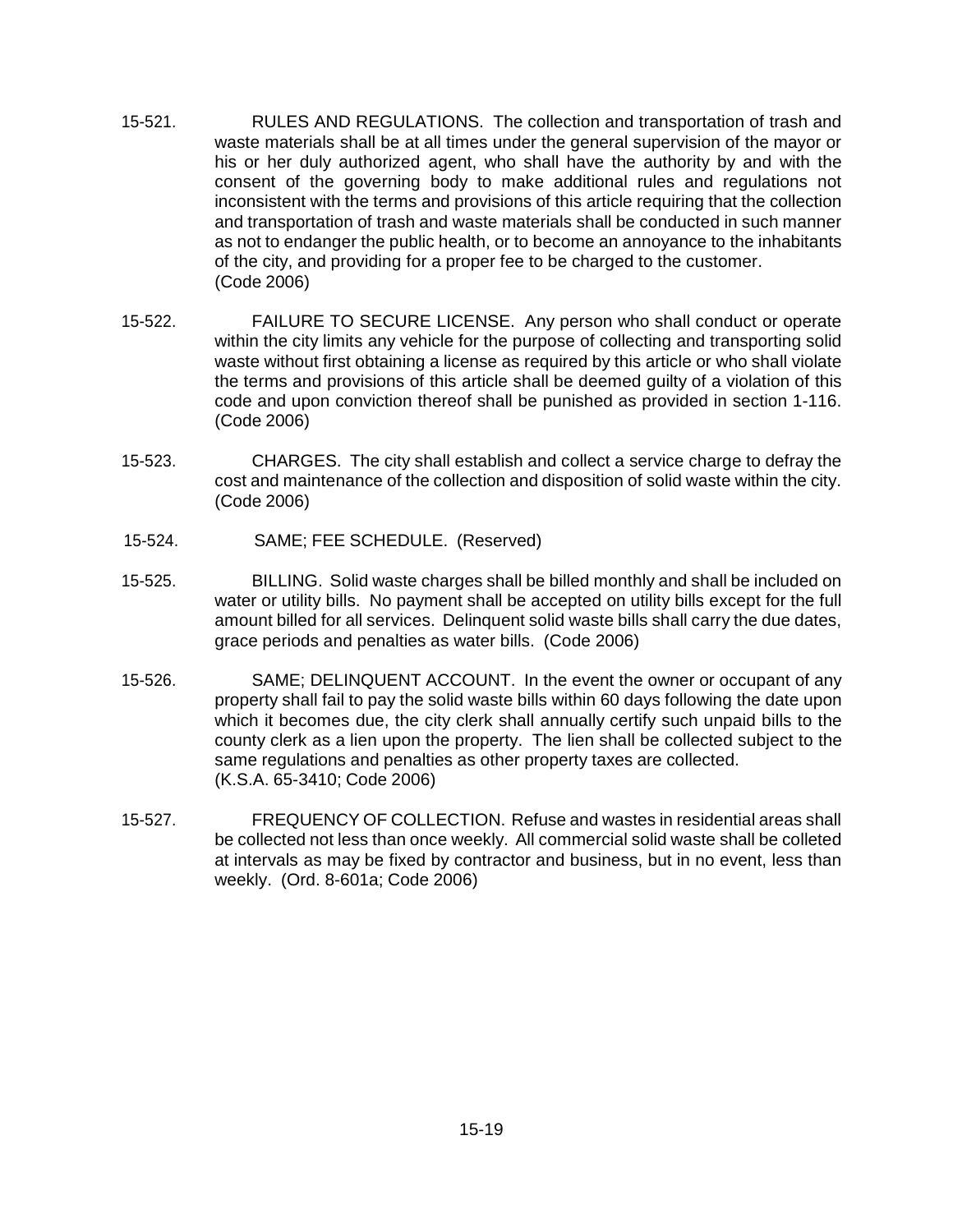15-521. RULES AND REGULATIONS. The collection and transportation of trash and waste materials shall be at all times under the general supervision of the mayor or his or her duly authorized agent, who shall have the authority by and with the consent of the governing body to make additional rules and regulations not inconsistent with the terms and provisions of this article requiring that the collection and transportation of trash and waste materials shall be conducted in such manner as not to endanger the public health, or to become an annoyance to the inhabitants of the city, and providing for a proper fee to be charged to the customer. (Code 2006)

15-522. FAILURE TO SECURE LICENSE. Any person who shall conduct or operate within the city limits any vehicle for the purpose of collecting and transporting solid waste without first obtaining a license as required by this article or who shall violate the terms and provisions of this article shall be deemed guilty of a violation of this code and upon conviction thereof shall be punished as provided in section 1-116. (Code 2006)

15-523. CHARGES. The city shall establish and collect a service charge to defray the cost and maintenance of the collection and disposition of solid waste within the city. (Code 2006)

15-524. SAME; FEE SCHEDULE. (Reserved)

15-525. BILLING. Solid waste charges shall be billed monthly and shall be included on water or utility bills. No payment shall be accepted on utility bills except for the full amount billed for all services. Delinquent solid waste bills shall carry the due dates, grace periods and penalties as water bills. (Code 2006)

15-526. SAME; DELINQUENT ACCOUNT. In the event the owner or occupant of any property shall fail to pay the solid waste bills within 60 days following the date upon which it becomes due, the city clerk shall annually certify such unpaid bills to the county clerk as a lien upon the property. The lien shall be collected subject to the same regulations and penalties as other property taxes are collected. (K.S.A. 65-3410; Code 2006)

15-527. FREQUENCY OF COLLECTION. Refuse and wastes in residential areas shall be collected not less than once weekly. All commercial solid waste shall be colleted at intervals as may be fixed by contractor and business, but in no event, less than weekly. (Ord. 8-601a; Code 2006)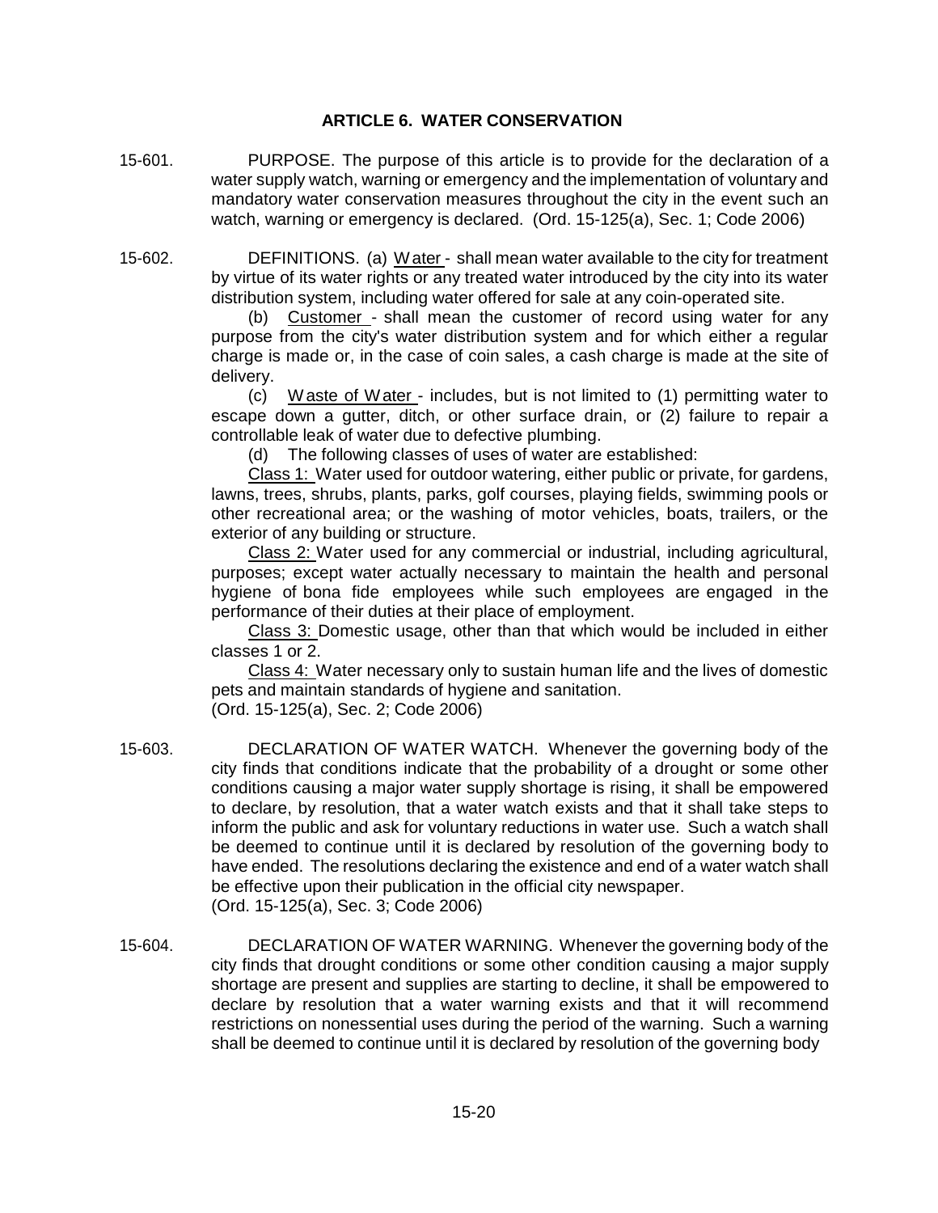## ARTICLE 6. WATER CONSERVATION

15-601. PURPOSE. The purpose of this article is to provide for the declaration of a water supply watch, warning or emergency and the implementation of voluntary and mandatory water conservation measures throughout the city in the event such an watch, warning or emergency is declared. (Ord. 15-125(a), Sec. 1; Code 2006)

15-602. DEFINITIONS. (a) Water - shall mean water available to the city for treatment by virtue of its water rights or any treated water introduced by the city into its water distribution system, including water offered for sale at any coin-operated site.

(b) Customer - shall mean the customer of record using water for any purpose from the city's water distribution system and for which either a regular charge is made or, in the case of coin sales, a cash charge is made at the site of delivery.

(c) Waste of Water - includes, but is not limited to (1) permitting water to escape down a gutter, ditch, or other surface drain, or (2) failure to repair a controllable leak of water due to defective plumbing.

(d) The following classes of uses of water are established:

Class 1: Water used for outdoor watering, either public or private, for gardens, lawns, trees, shrubs, plants, parks, golf courses, playing fields, swimming pools or other recreational area; or the washing of motor vehicles, boats, trailers, or the exterior of any building or structure.

Class 2: Water used for any commercial or industrial, including agricultural, purposes; except water actually necessary to maintain the health and personal hygiene of bona fide employees while such employees are engaged in the performance of their duties at their place of employment.

Class 3: Domestic usage, other than that which would be included in either classes 1 or 2.

Class 4: Water necessary only to sustain human life and the lives of domestic pets and maintain standards of hygiene and sanitation.
(Ord. 15-125(a), Sec. 2; Code 2006)

15-603. DECLARATION OF WATER WATCH. Whenever the governing body of the city finds that conditions indicate that the probability of a drought or some other conditions causing a major water supply shortage is rising, it shall be empowered to declare, by resolution, that a water watch exists and that it shall take steps to inform the public and ask for voluntary reductions in water use. Such a watch shall be deemed to continue until it is declared by resolution of the governing body to have ended. The resolutions declaring the existence and end of a water watch shall be effective upon their publication in the official city newspaper.
(Ord. 15-125(a), Sec. 3; Code 2006)

15-604. DECLARATION OF WATER WARNING. Whenever the governing body of the city finds that drought conditions or some other condition causing a major supply shortage are present and supplies are starting to decline, it shall be empowered to declare by resolution that a water warning exists and that it will recommend restrictions on nonessential uses during the period of the warning. Such a warning shall be deemed to continue until it is declared by resolution of the governing body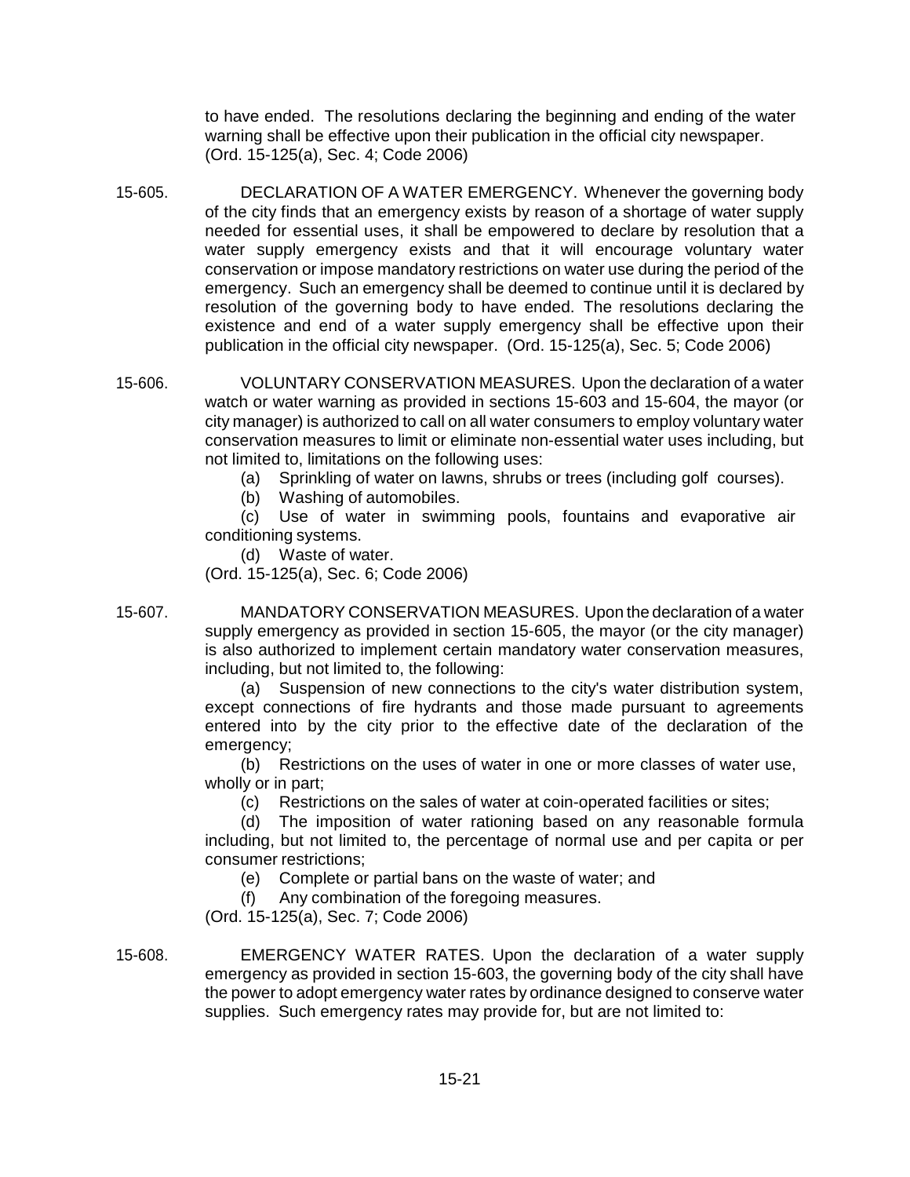to have ended. The resolutions declaring the beginning and ending of the water warning shall be effective upon their publication in the official city newspaper. (Ord. 15-125(a), Sec. 4; Code 2006)

15-605. DECLARATION OF A WATER EMERGENCY. Whenever the governing body of the city finds that an emergency exists by reason of a shortage of water supply needed for essential uses, it shall be empowered to declare by resolution that a water supply emergency exists and that it will encourage voluntary water conservation or impose mandatory restrictions on water use during the period of the emergency. Such an emergency shall be deemed to continue until it is declared by resolution of the governing body to have ended. The resolutions declaring the existence and end of a water supply emergency shall be effective upon their publication in the official city newspaper. (Ord. 15-125(a), Sec. 5; Code 2006)

15-606. VOLUNTARY CONSERVATION MEASURES. Upon the declaration of a water watch or water warning as provided in sections 15-603 and 15-604, the mayor (or city manager) is authorized to call on all water consumers to employ voluntary water conservation measures to limit or eliminate non-essential water uses including, but not limited to, limitations on the following uses:

(a) Sprinkling of water on lawns, shrubs or trees (including golf courses).

(b) Washing of automobiles.

(c) Use of water in swimming pools, fountains and evaporative air conditioning systems.

(d) Waste of water.

(Ord. 15-125(a), Sec. 6; Code 2006)

15-607. MANDATORY CONSERVATION MEASURES. Upon the declaration of a water supply emergency as provided in section 15-605, the mayor (or the city manager) is also authorized to implement certain mandatory water conservation measures, including, but not limited to, the following:

(a) Suspension of new connections to the city's water distribution system, except connections of fire hydrants and those made pursuant to agreements entered into by the city prior to the effective date of the declaration of the emergency;

(b) Restrictions on the uses of water in one or more classes of water use, wholly or in part;

(c) Restrictions on the sales of water at coin-operated facilities or sites;

(d) The imposition of water rationing based on any reasonable formula including, but not limited to, the percentage of normal use and per capita or per consumer restrictions;

(e) Complete or partial bans on the waste of water; and

(f) Any combination of the foregoing measures.

(Ord. 15-125(a), Sec. 7; Code 2006)

15-608. EMERGENCY WATER RATES. Upon the declaration of a water supply emergency as provided in section 15-603, the governing body of the city shall have the power to adopt emergency water rates by ordinance designed to conserve water supplies. Such emergency rates may provide for, but are not limited to: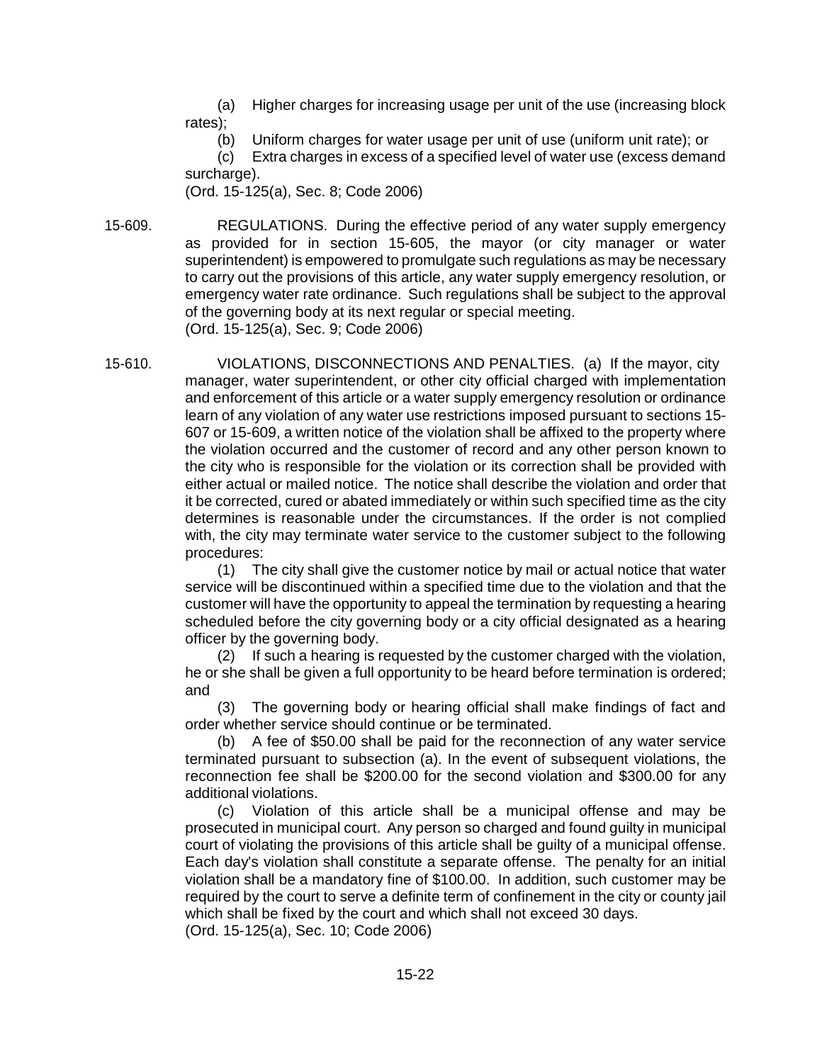(a) Higher charges for increasing usage per unit of the use (increasing block rates);

(b) Uniform charges for water usage per unit of use (uniform unit rate); or

(c) Extra charges in excess of a specified level of water use (excess demand surcharge).

(Ord. 15-125(a), Sec. 8; Code 2006)

15-609. REGULATIONS. During the effective period of any water supply emergency as provided for in section 15-605, the mayor (or city manager or water superintendent) is empowered to promulgate such regulations as may be necessary to carry out the provisions of this article, any water supply emergency resolution, or emergency water rate ordinance. Such regulations shall be subject to the approval of the governing body at its next regular or special meeting.
(Ord. 15-125(a), Sec. 9; Code 2006)

15-610. VIOLATIONS, DISCONNECTIONS AND PENALTIES. (a) If the mayor, city manager, water superintendent, or other city official charged with implementation and enforcement of this article or a water supply emergency resolution or ordinance learn of any violation of any water use restrictions imposed pursuant to sections 15-607 or 15-609, a written notice of the violation shall be affixed to the property where the violation occurred and the customer of record and any other person known to the city who is responsible for the violation or its correction shall be provided with either actual or mailed notice. The notice shall describe the violation and order that it be corrected, cured or abated immediately or within such specified time as the city determines is reasonable under the circumstances. If the order is not complied with, the city may terminate water service to the customer subject to the following procedures:

(1) The city shall give the customer notice by mail or actual notice that water service will be discontinued within a specified time due to the violation and that the customer will have the opportunity to appeal the termination by requesting a hearing scheduled before the city governing body or a city official designated as a hearing officer by the governing body.

(2) If such a hearing is requested by the customer charged with the violation, he or she shall be given a full opportunity to be heard before termination is ordered; and

(3) The governing body or hearing official shall make findings of fact and order whether service should continue or be terminated.

(b) A fee of $50.00 shall be paid for the reconnection of any water service terminated pursuant to subsection (a). In the event of subsequent violations, the reconnection fee shall be $200.00 for the second violation and $300.00 for any additional violations.

(c) Violation of this article shall be a municipal offense and may be prosecuted in municipal court. Any person so charged and found guilty in municipal court of violating the provisions of this article shall be guilty of a municipal offense. Each day's violation shall constitute a separate offense. The penalty for an initial violation shall be a mandatory fine of $100.00. In addition, such customer may be required by the court to serve a definite term of confinement in the city or county jail which shall be fixed by the court and which shall not exceed 30 days.
(Ord. 15-125(a), Sec. 10; Code 2006)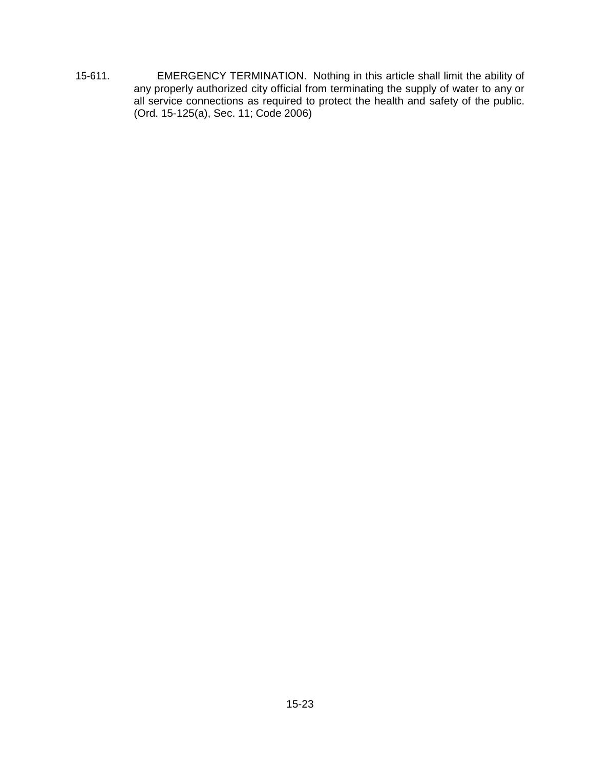15-611. EMERGENCY TERMINATION. Nothing in this article shall limit the ability of any properly authorized city official from terminating the supply of water to any or all service connections as required to protect the health and safety of the public. (Ord. 15-125(a), Sec. 11; Code 2006)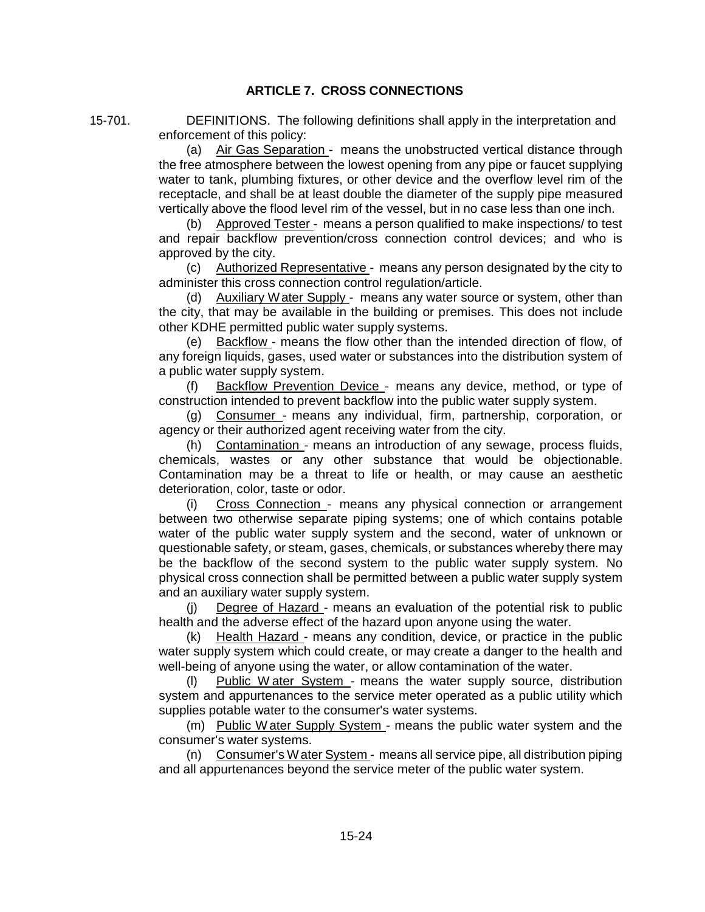## ARTICLE 7. CROSS CONNECTIONS

15-701. DEFINITIONS. The following definitions shall apply in the interpretation and enforcement of this policy:

(a) Air Gas Separation - means the unobstructed vertical distance through the free atmosphere between the lowest opening from any pipe or faucet supplying water to tank, plumbing fixtures, or other device and the overflow level rim of the receptacle, and shall be at least double the diameter of the supply pipe measured vertically above the flood level rim of the vessel, but in no case less than one inch.

(b) Approved Tester - means a person qualified to make inspections/ to test and repair backflow prevention/cross connection control devices; and who is approved by the city.

(c) Authorized Representative - means any person designated by the city to administer this cross connection control regulation/article.

(d) Auxiliary Water Supply - means any water source or system, other than the city, that may be available in the building or premises. This does not include other KDHE permitted public water supply systems.

(e) Backflow - means the flow other than the intended direction of flow, of any foreign liquids, gases, used water or substances into the distribution system of a public water supply system.

(f) Backflow Prevention Device - means any device, method, or type of construction intended to prevent backflow into the public water supply system.

(g) Consumer - means any individual, firm, partnership, corporation, or agency or their authorized agent receiving water from the city.

(h) Contamination - means an introduction of any sewage, process fluids, chemicals, wastes or any other substance that would be objectionable. Contamination may be a threat to life or health, or may cause an aesthetic deterioration, color, taste or odor.

(i) Cross Connection - means any physical connection or arrangement between two otherwise separate piping systems; one of which contains potable water of the public water supply system and the second, water of unknown or questionable safety, or steam, gases, chemicals, or substances whereby there may be the backflow of the second system to the public water supply system. No physical cross connection shall be permitted between a public water supply system and an auxiliary water supply system.

(j) Degree of Hazard - means an evaluation of the potential risk to public health and the adverse effect of the hazard upon anyone using the water.

(k) Health Hazard - means any condition, device, or practice in the public water supply system which could create, or may create a danger to the health and well-being of anyone using the water, or allow contamination of the water.

(l) Public Water System - means the water supply source, distribution system and appurtenances to the service meter operated as a public utility which supplies potable water to the consumer's water systems.

(m) Public Water Supply System - means the public water system and the consumer's water systems.

(n) Consumer's Water System - means all service pipe, all distribution piping and all appurtenances beyond the service meter of the public water system.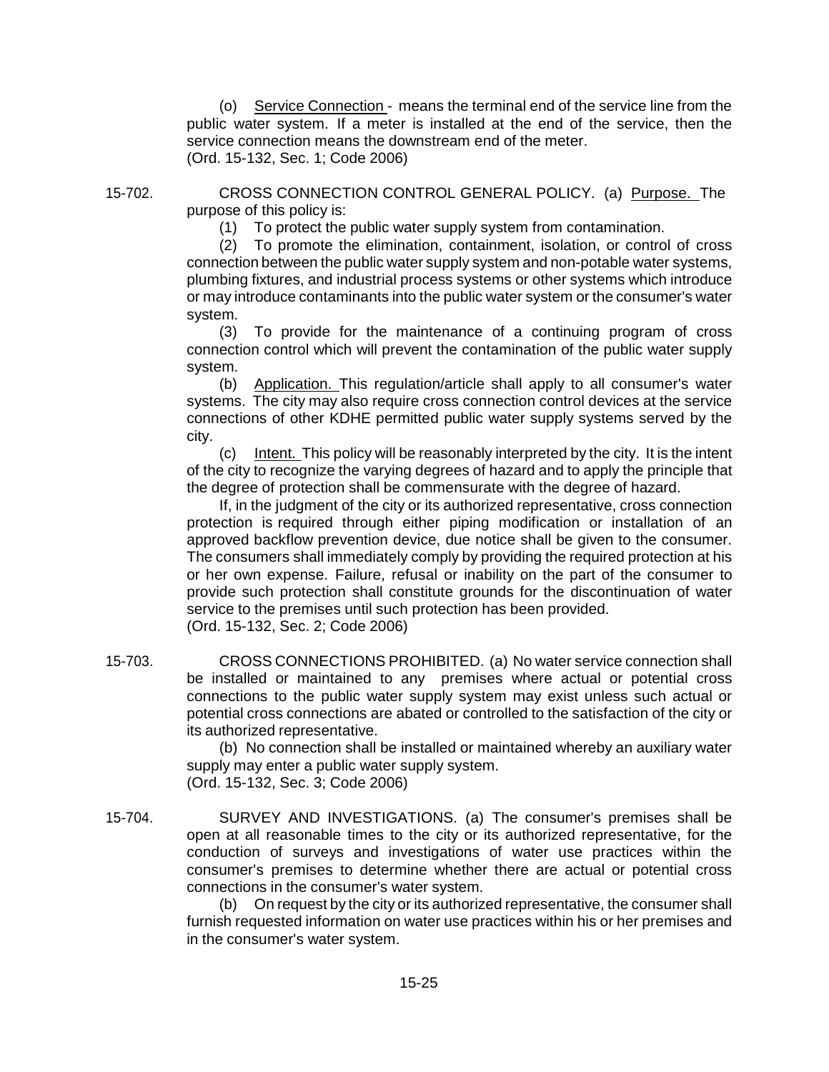(o) Service Connection - means the terminal end of the service line from the public water system. If a meter is installed at the end of the service, then the service connection means the downstream end of the meter.
(Ord. 15-132, Sec. 1; Code 2006)

15-702. CROSS CONNECTION CONTROL GENERAL POLICY. (a) Purpose. The purpose of this policy is:

(1) To protect the public water supply system from contamination.

(2) To promote the elimination, containment, isolation, or control of cross connection between the public water supply system and non-potable water systems, plumbing fixtures, and industrial process systems or other systems which introduce or may introduce contaminants into the public water system or the consumer's water system.

(3) To provide for the maintenance of a continuing program of cross connection control which will prevent the contamination of the public water supply system.

(b) Application. This regulation/article shall apply to all consumer's water systems. The city may also require cross connection control devices at the service connections of other KDHE permitted public water supply systems served by the city.

(c) Intent. This policy will be reasonably interpreted by the city. It is the intent of the city to recognize the varying degrees of hazard and to apply the principle that the degree of protection shall be commensurate with the degree of hazard.

If, in the judgment of the city or its authorized representative, cross connection protection is required through either piping modification or installation of an approved backflow prevention device, due notice shall be given to the consumer. The consumers shall immediately comply by providing the required protection at his or her own expense. Failure, refusal or inability on the part of the consumer to provide such protection shall constitute grounds for the discontinuation of water service to the premises until such protection has been provided.
(Ord. 15-132, Sec. 2; Code 2006)

15-703. CROSS CONNECTIONS PROHIBITED. (a) No water service connection shall be installed or maintained to any premises where actual or potential cross connections to the public water supply system may exist unless such actual or potential cross connections are abated or controlled to the satisfaction of the city or its authorized representative.

(b) No connection shall be installed or maintained whereby an auxiliary water supply may enter a public water supply system.
(Ord. 15-132, Sec. 3; Code 2006)

15-704. SURVEY AND INVESTIGATIONS. (a) The consumer's premises shall be open at all reasonable times to the city or its authorized representative, for the conduction of surveys and investigations of water use practices within the consumer's premises to determine whether there are actual or potential cross connections in the consumer's water system.

(b) On request by the city or its authorized representative, the consumer shall furnish requested information on water use practices within his or her premises and in the consumer's water system.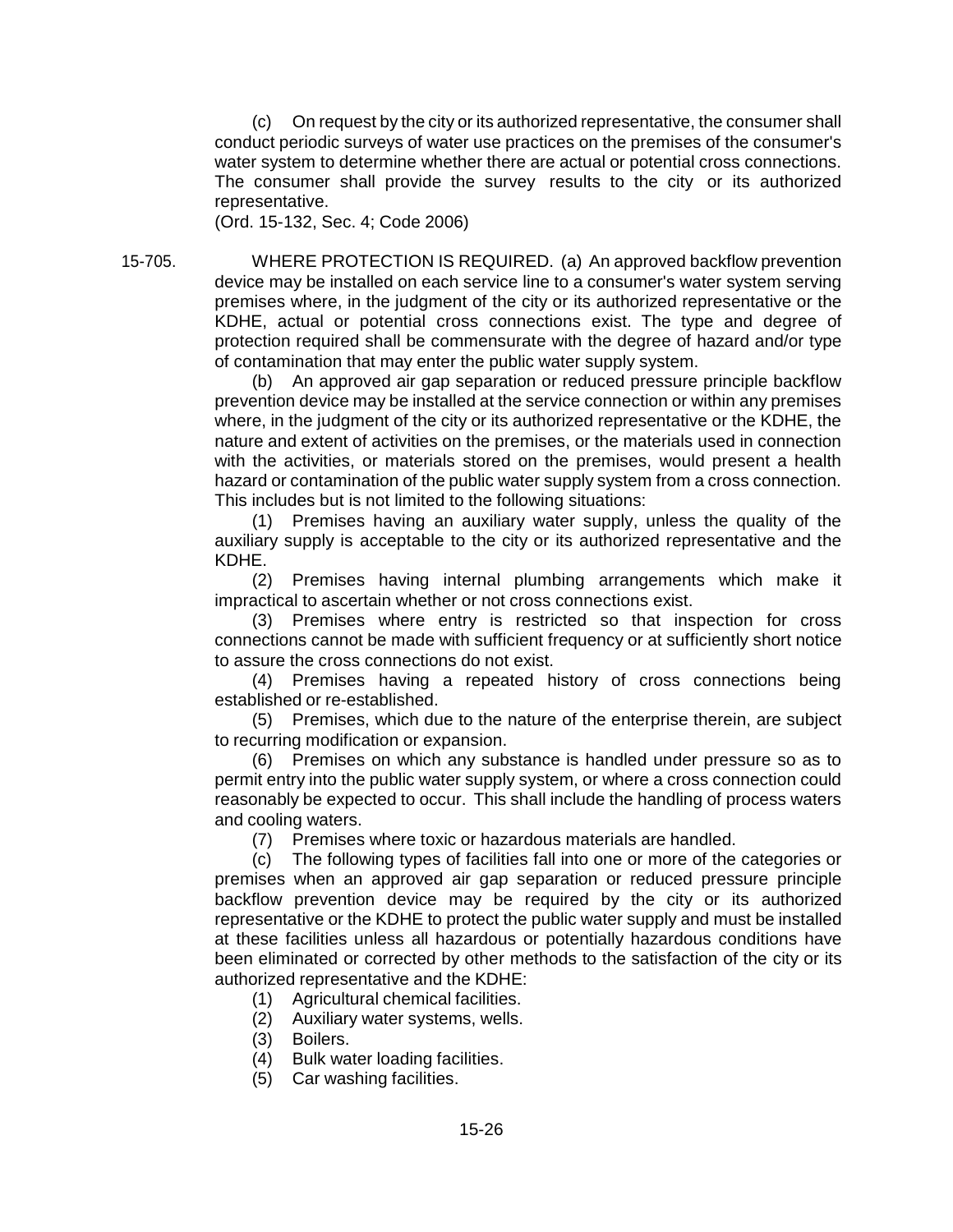(c) On request by the city or its authorized representative, the consumer shall conduct periodic surveys of water use practices on the premises of the consumer's water system to determine whether there are actual or potential cross connections. The consumer shall provide the survey results to the city or its authorized representative.

(Ord. 15-132, Sec. 4; Code 2006)

15-705. WHERE PROTECTION IS REQUIRED. (a) An approved backflow prevention device may be installed on each service line to a consumer's water system serving premises where, in the judgment of the city or its authorized representative or the KDHE, actual or potential cross connections exist. The type and degree of protection required shall be commensurate with the degree of hazard and/or type of contamination that may enter the public water supply system.

(b) An approved air gap separation or reduced pressure principle backflow prevention device may be installed at the service connection or within any premises where, in the judgment of the city or its authorized representative or the KDHE, the nature and extent of activities on the premises, or the materials used in connection with the activities, or materials stored on the premises, would present a health hazard or contamination of the public water supply system from a cross connection. This includes but is not limited to the following situations:

(1) Premises having an auxiliary water supply, unless the quality of the auxiliary supply is acceptable to the city or its authorized representative and the KDHE.

(2) Premises having internal plumbing arrangements which make it impractical to ascertain whether or not cross connections exist.

(3) Premises where entry is restricted so that inspection for cross connections cannot be made with sufficient frequency or at sufficiently short notice to assure the cross connections do not exist.

(4) Premises having a repeated history of cross connections being established or re-established.

(5) Premises, which due to the nature of the enterprise therein, are subject to recurring modification or expansion.

(6) Premises on which any substance is handled under pressure so as to permit entry into the public water supply system, or where a cross connection could reasonably be expected to occur. This shall include the handling of process waters and cooling waters.

(7) Premises where toxic or hazardous materials are handled.

(c) The following types of facilities fall into one or more of the categories or premises when an approved air gap separation or reduced pressure principle backflow prevention device may be required by the city or its authorized representative or the KDHE to protect the public water supply and must be installed at these facilities unless all hazardous or potentially hazardous conditions have been eliminated or corrected by other methods to the satisfaction of the city or its authorized representative and the KDHE:

(1) Agricultural chemical facilities.
(2) Auxiliary water systems, wells.
(3) Boilers.
(4) Bulk water loading facilities.
(5) Car washing facilities.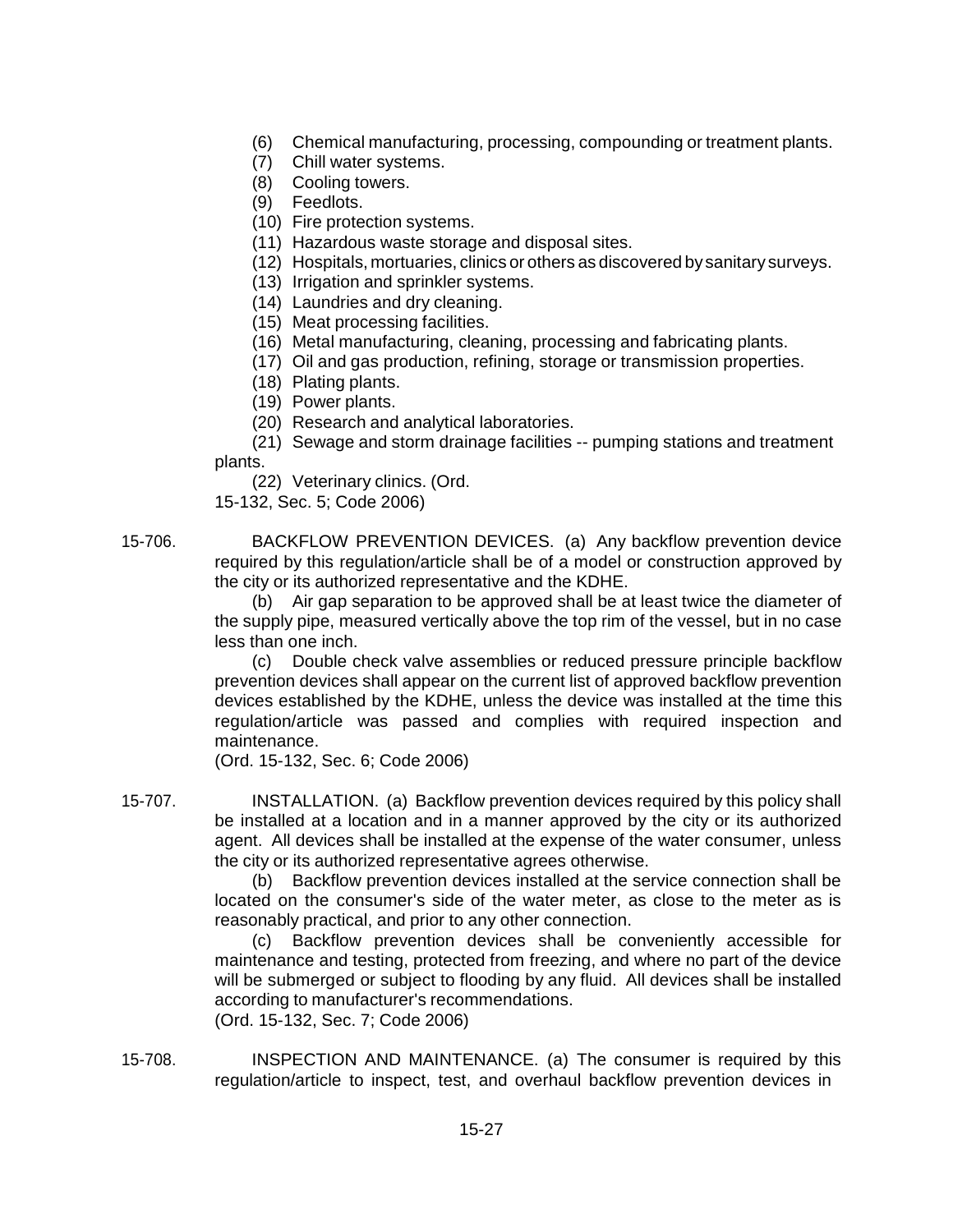(6) Chemical manufacturing, processing, compounding or treatment plants.

(7) Chill water systems.

(8) Cooling towers.

(9) Feedlots.

(10) Fire protection systems.

(11) Hazardous waste storage and disposal sites.

(12) Hospitals, mortuaries, clinics or others as discovered by sanitary surveys.

(13) Irrigation and sprinkler systems.

(14) Laundries and dry cleaning.

(15) Meat processing facilities.

(16) Metal manufacturing, cleaning, processing and fabricating plants.

(17) Oil and gas production, refining, storage or transmission properties.

(18) Plating plants.

(19) Power plants.

(20) Research and analytical laboratories.

(21) Sewage and storm drainage facilities -- pumping stations and treatment plants.

(22) Veterinary clinics. (Ord. 15-132, Sec. 5; Code 2006)

15-706. BACKFLOW PREVENTION DEVICES. (a) Any backflow prevention device required by this regulation/article shall be of a model or construction approved by the city or its authorized representative and the KDHE.

(b) Air gap separation to be approved shall be at least twice the diameter of the supply pipe, measured vertically above the top rim of the vessel, but in no case less than one inch.

(c) Double check valve assemblies or reduced pressure principle backflow prevention devices shall appear on the current list of approved backflow prevention devices established by the KDHE, unless the device was installed at the time this regulation/article was passed and complies with required inspection and maintenance.

(Ord. 15-132, Sec. 6; Code 2006)

15-707. INSTALLATION. (a) Backflow prevention devices required by this policy shall be installed at a location and in a manner approved by the city or its authorized agent. All devices shall be installed at the expense of the water consumer, unless the city or its authorized representative agrees otherwise.

(b) Backflow prevention devices installed at the service connection shall be located on the consumer's side of the water meter, as close to the meter as is reasonably practical, and prior to any other connection.

(c) Backflow prevention devices shall be conveniently accessible for maintenance and testing, protected from freezing, and where no part of the device will be submerged or subject to flooding by any fluid. All devices shall be installed according to manufacturer's recommendations.

(Ord. 15-132, Sec. 7; Code 2006)

15-708. INSPECTION AND MAINTENANCE. (a) The consumer is required by this regulation/article to inspect, test, and overhaul backflow prevention devices in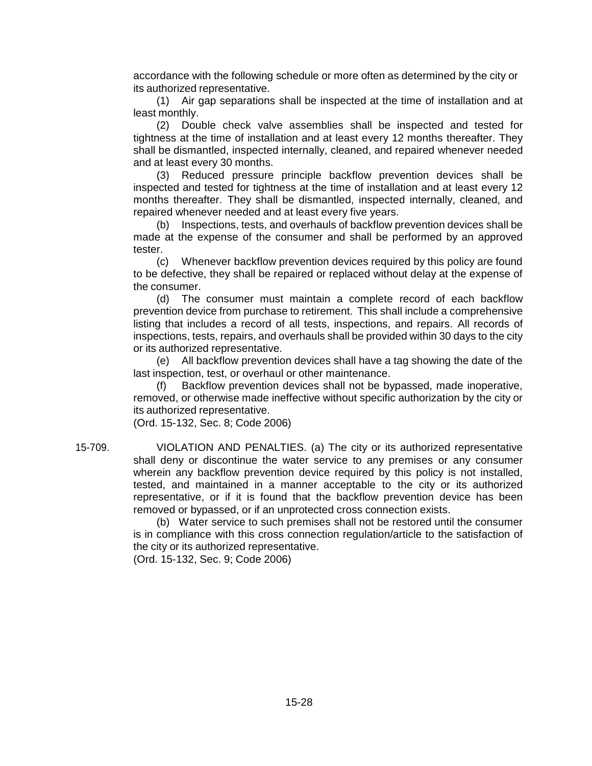accordance with the following schedule or more often as determined by the city or its authorized representative.

(1) Air gap separations shall be inspected at the time of installation and at least monthly.

(2) Double check valve assemblies shall be inspected and tested for tightness at the time of installation and at least every 12 months thereafter. They shall be dismantled, inspected internally, cleaned, and repaired whenever needed and at least every 30 months.

(3) Reduced pressure principle backflow prevention devices shall be inspected and tested for tightness at the time of installation and at least every 12 months thereafter. They shall be dismantled, inspected internally, cleaned, and repaired whenever needed and at least every five years.

(b) Inspections, tests, and overhauls of backflow prevention devices shall be made at the expense of the consumer and shall be performed by an approved tester.

(c) Whenever backflow prevention devices required by this policy are found to be defective, they shall be repaired or replaced without delay at the expense of the consumer.

(d) The consumer must maintain a complete record of each backflow prevention device from purchase to retirement. This shall include a comprehensive listing that includes a record of all tests, inspections, and repairs. All records of inspections, tests, repairs, and overhauls shall be provided within 30 days to the city or its authorized representative.

(e) All backflow prevention devices shall have a tag showing the date of the last inspection, test, or overhaul or other maintenance.

(f) Backflow prevention devices shall not be bypassed, made inoperative, removed, or otherwise made ineffective without specific authorization by the city or its authorized representative.

(Ord. 15-132, Sec. 8; Code 2006)

15-709. VIOLATION AND PENALTIES. (a) The city or its authorized representative shall deny or discontinue the water service to any premises or any consumer wherein any backflow prevention device required by this policy is not installed, tested, and maintained in a manner acceptable to the city or its authorized representative, or if it is found that the backflow prevention device has been removed or bypassed, or if an unprotected cross connection exists.

(b) Water service to such premises shall not be restored until the consumer is in compliance with this cross connection regulation/article to the satisfaction of the city or its authorized representative.

(Ord. 15-132, Sec. 9; Code 2006)